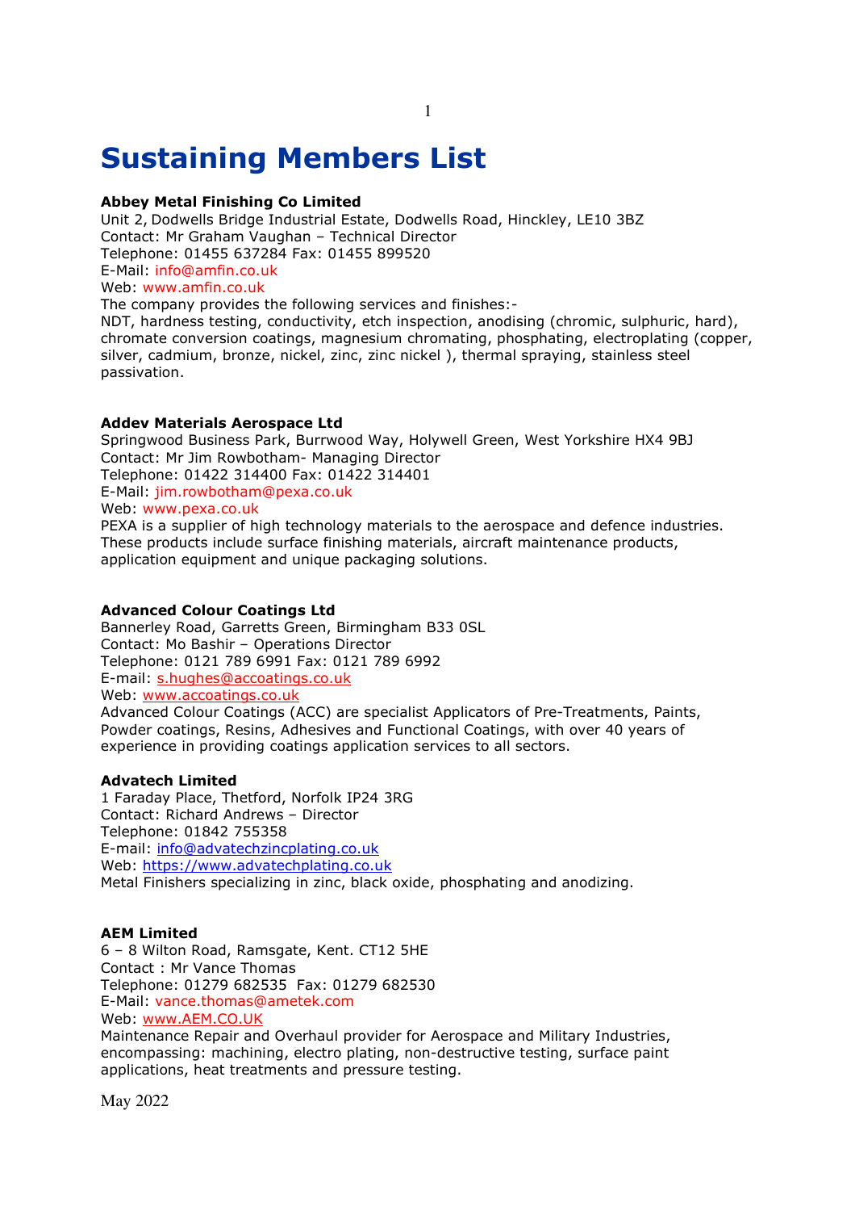# Sustaining Members List

**Abbey Metal Finishing Co Limited**
Unit 2, Dodwells Bridge Industrial Estate, Dodwells Road, Hinckley, LE10 3BZ
Contact: Mr Graham Vaughan – Technical Director
Telephone: 01455 637284 Fax: 01455 899520
E-Mail: info@amfin.co.uk
Web: www.amfin.co.uk
The company provides the following services and finishes:-
NDT, hardness testing, conductivity, etch inspection, anodising (chromic, sulphuric, hard), chromate conversion coatings, magnesium chromating, phosphating, electroplating (copper, silver, cadmium, bronze, nickel, zinc, zinc nickel ), thermal spraying, stainless steel passivation.

**Addev Materials Aerospace Ltd**
Springwood Business Park, Burrwood Way, Holywell Green, West Yorkshire HX4 9BJ
Contact: Mr Jim Rowbotham- Managing Director
Telephone: 01422 314400 Fax: 01422 314401
E-Mail: jim.rowbotham@pexa.co.uk
Web: www.pexa.co.uk
PEXA is a supplier of high technology materials to the aerospace and defence industries. These products include surface finishing materials, aircraft maintenance products, application equipment and unique packaging solutions.

**Advanced Colour Coatings Ltd**
Bannerley Road, Garretts Green, Birmingham B33 0SL
Contact: Mo Bashir – Operations Director
Telephone: 0121 789 6991 Fax: 0121 789 6992
E-mail: s.hughes@accoatings.co.uk
Web: www.accoatings.co.uk
Advanced Colour Coatings (ACC) are specialist Applicators of Pre-Treatments, Paints, Powder coatings, Resins, Adhesives and Functional Coatings, with over 40 years of experience in providing coatings application services to all sectors.

**Advatech Limited**
1 Faraday Place, Thetford, Norfolk IP24 3RG
Contact: Richard Andrews – Director
Telephone: 01842 755358
E-mail: info@advatechzincplating.co.uk
Web: https://www.advatechplating.co.uk
Metal Finishers specializing in zinc, black oxide, phosphating and anodizing.

**AEM Limited**
6 – 8 Wilton Road, Ramsgate, Kent. CT12 5HE
Contact : Mr Vance Thomas
Telephone: 01279 682535 Fax: 01279 682530
E-Mail: vance.thomas@ametek.com
Web: www.AEM.CO.UK
Maintenance Repair and Overhaul provider for Aerospace and Military Industries, encompassing: machining, electro plating, non-destructive testing, surface paint applications, heat treatments and pressure testing.

May 2022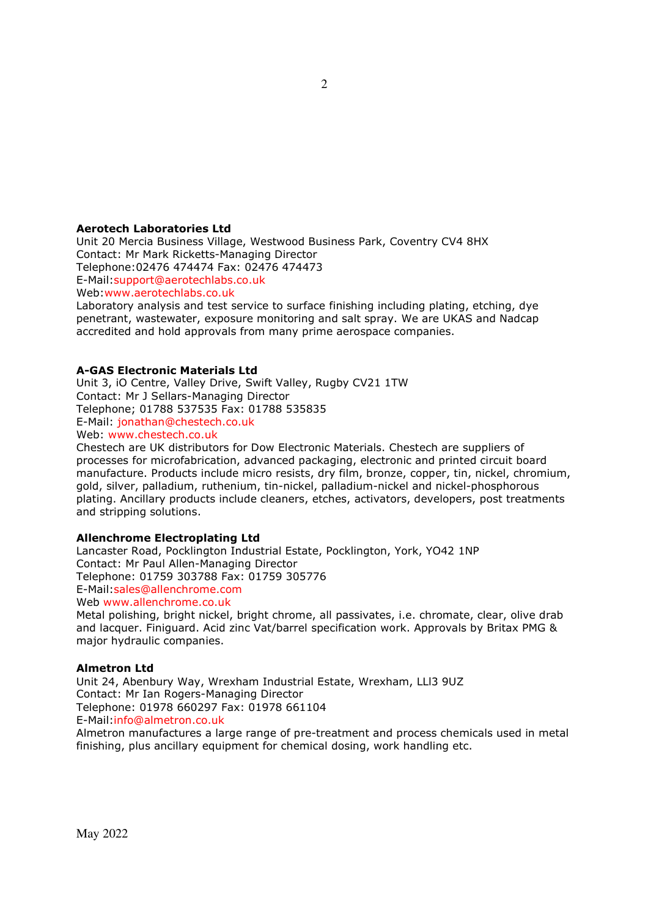**Aerotech Laboratories Ltd**
Unit 20 Mercia Business Village, Westwood Business Park, Coventry CV4 8HX
Contact: Mr Mark Ricketts-Managing Director
Telephone:02476 474474 Fax: 02476 474473
E-Mail:support@aerotechlabs.co.uk
Web:www.aerotechlabs.co.uk
Laboratory analysis and test service to surface finishing including plating, etching, dye penetrant, wastewater, exposure monitoring and salt spray. We are UKAS and Nadcap accredited and hold approvals from many prime aerospace companies.

**A-GAS Electronic Materials Ltd**
Unit 3, iO Centre, Valley Drive, Swift Valley, Rugby CV21 1TW
Contact: Mr J Sellars-Managing Director
Telephone; 01788 537535 Fax: 01788 535835
E-Mail: jonathan@chestech.co.uk
Web: www.chestech.co.uk
Chestech are UK distributors for Dow Electronic Materials. Chestech are suppliers of processes for microfabrication, advanced packaging, electronic and printed circuit board manufacture. Products include micro resists, dry film, bronze, copper, tin, nickel, chromium, gold, silver, palladium, ruthenium, tin-nickel, palladium-nickel and nickel-phosphorous plating. Ancillary products include cleaners, etches, activators, developers, post treatments and stripping solutions.

**Allenchrome Electroplating Ltd**
Lancaster Road, Pocklington Industrial Estate, Pocklington, York, YO42 1NP
Contact: Mr Paul Allen-Managing Director
Telephone: 01759 303788 Fax: 01759 305776
E-Mail:sales@allenchrome.com
Web www.allenchrome.co.uk
Metal polishing, bright nickel, bright chrome, all passivates, i.e. chromate, clear, olive drab and lacquer. Finiguard. Acid zinc Vat/barrel specification work. Approvals by Britax PMG & major hydraulic companies.

**Almetron Ltd**
Unit 24, Abenbury Way, Wrexham Industrial Estate, Wrexham, LLl3 9UZ
Contact: Mr Ian Rogers-Managing Director
Telephone: 01978 660297 Fax: 01978 661104
E-Mail:info@almetron.co.uk
Almetron manufactures a large range of pre-treatment and process chemicals used in metal finishing, plus ancillary equipment for chemical dosing, work handling etc.

May 2022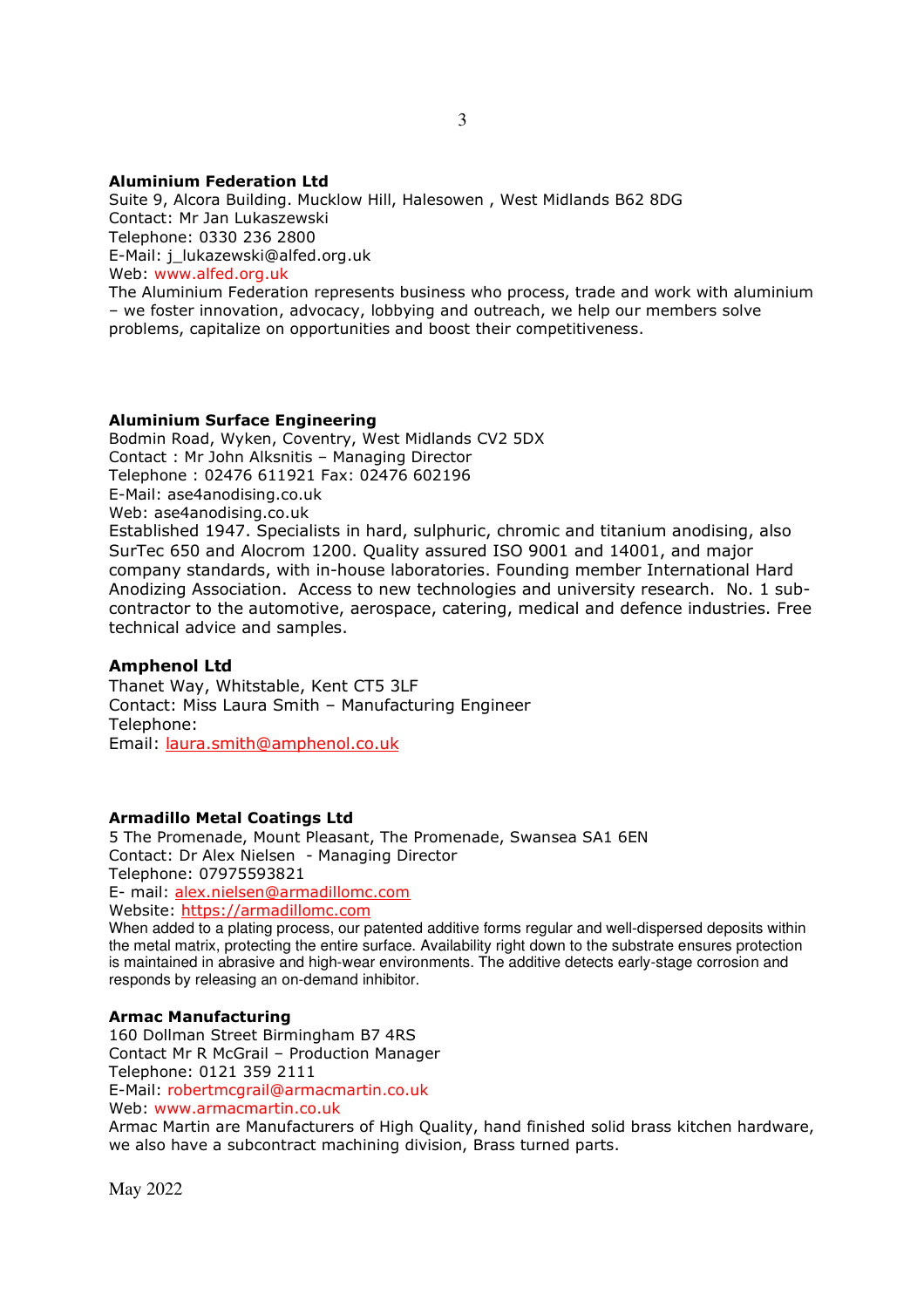**Aluminium Federation Ltd**
Suite 9, Alcora Building. Mucklow Hill, Halesowen , West Midlands B62 8DG
Contact: Mr Jan Lukaszewski
Telephone: 0330 236 2800
E-Mail: j_lukazewski@alfed.org.uk
Web: www.alfed.org.uk
The Aluminium Federation represents business who process, trade and work with aluminium – we foster innovation, advocacy, lobbying and outreach, we help our members solve problems, capitalize on opportunities and boost their competitiveness.

**Aluminium Surface Engineering**
Bodmin Road, Wyken, Coventry, West Midlands CV2 5DX
Contact : Mr John Alksnitis – Managing Director
Telephone : 02476 611921 Fax: 02476 602196
E-Mail: ase4anodising.co.uk
Web: ase4anodising.co.uk
Established 1947. Specialists in hard, sulphuric, chromic and titanium anodising, also SurTec 650 and Alocrom 1200. Quality assured ISO 9001 and 14001, and major company standards, with in-house laboratories. Founding member International Hard Anodizing Association. Access to new technologies and university research. No. 1 sub-contractor to the automotive, aerospace, catering, medical and defence industries. Free technical advice and samples.

**Amphenol Ltd**
Thanet Way, Whitstable, Kent CT5 3LF
Contact: Miss Laura Smith – Manufacturing Engineer
Telephone:
Email: laura.smith@amphenol.co.uk

**Armadillo Metal Coatings Ltd**
5 The Promenade, Mount Pleasant, The Promenade, Swansea SA1 6EN
Contact: Dr Alex Nielsen - Managing Director
Telephone: 07975593821
E- mail: alex.nielsen@armadillomc.com
Website: https://armadillomc.com
When added to a plating process, our patented additive forms regular and well-dispersed deposits within the metal matrix, protecting the entire surface. Availability right down to the substrate ensures protection is maintained in abrasive and high-wear environments. The additive detects early-stage corrosion and responds by releasing an on-demand inhibitor.

**Armac Manufacturing**
160 Dollman Street Birmingham B7 4RS
Contact Mr R McGrail – Production Manager
Telephone: 0121 359 2111
E-Mail: robertmcgrail@armacmartin.co.uk
Web: www.armacmartin.co.uk
Armac Martin are Manufacturers of High Quality, hand finished solid brass kitchen hardware, we also have a subcontract machining division, Brass turned parts.

May 2022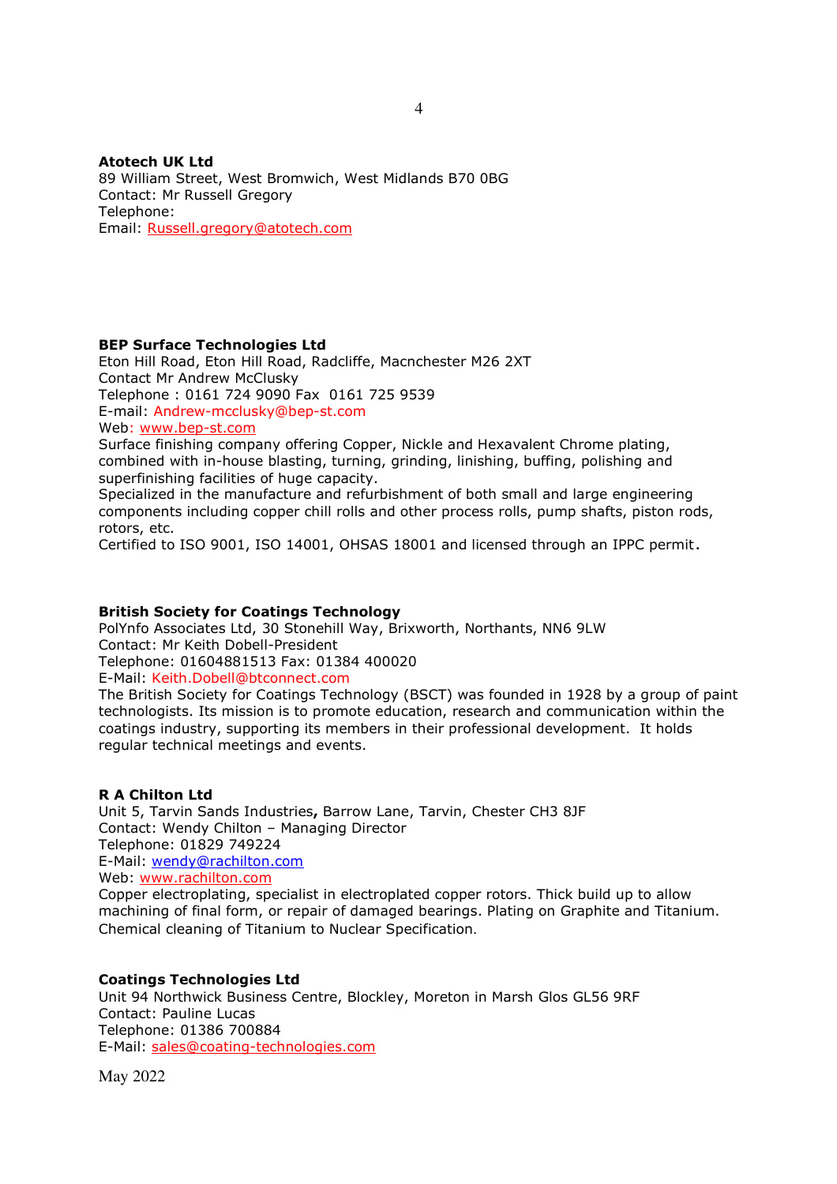**Atotech UK Ltd**
89 William Street, West Bromwich, West Midlands B70 0BG
Contact: Mr Russell Gregory
Telephone:
Email: Russell.gregory@atotech.com

**BEP Surface Technologies Ltd**
Eton Hill Road, Eton Hill Road, Radcliffe, Macnchester M26 2XT
Contact Mr Andrew McClusky
Telephone : 0161 724 9090 Fax 0161 725 9539
E-mail: Andrew-mcclusky@bep-st.com
Web: www.bep-st.com
Surface finishing company offering Copper, Nickle and Hexavalent Chrome plating, combined with in-house blasting, turning, grinding, linishing, buffing, polishing and superfinishing facilities of huge capacity.
Specialized in the manufacture and refurbishment of both small and large engineering components including copper chill rolls and other process rolls, pump shafts, piston rods, rotors, etc.
Certified to ISO 9001, ISO 14001, OHSAS 18001 and licensed through an IPPC permit.

**British Society for Coatings Technology**
PolYnfo Associates Ltd, 30 Stonehill Way, Brixworth, Northants, NN6 9LW
Contact: Mr Keith Dobell-President
Telephone: 01604881513 Fax: 01384 400020
E-Mail: Keith.Dobell@btconnect.com
The British Society for Coatings Technology (BSCT) was founded in 1928 by a group of paint technologists. Its mission is to promote education, research and communication within the coatings industry, supporting its members in their professional development. It holds regular technical meetings and events.

**R A Chilton Ltd**
Unit 5, Tarvin Sands Industries**,** Barrow Lane, Tarvin, Chester CH3 8JF
Contact: Wendy Chilton – Managing Director
Telephone: 01829 749224
E-Mail: wendy@rachilton.com
Web: www.rachilton.com
Copper electroplating, specialist in electroplated copper rotors. Thick build up to allow machining of final form, or repair of damaged bearings. Plating on Graphite and Titanium. Chemical cleaning of Titanium to Nuclear Specification.

**Coatings Technologies Ltd**
Unit 94 Northwick Business Centre, Blockley, Moreton in Marsh Glos GL56 9RF
Contact: Pauline Lucas
Telephone: 01386 700884
E-Mail: sales@coating-technologies.com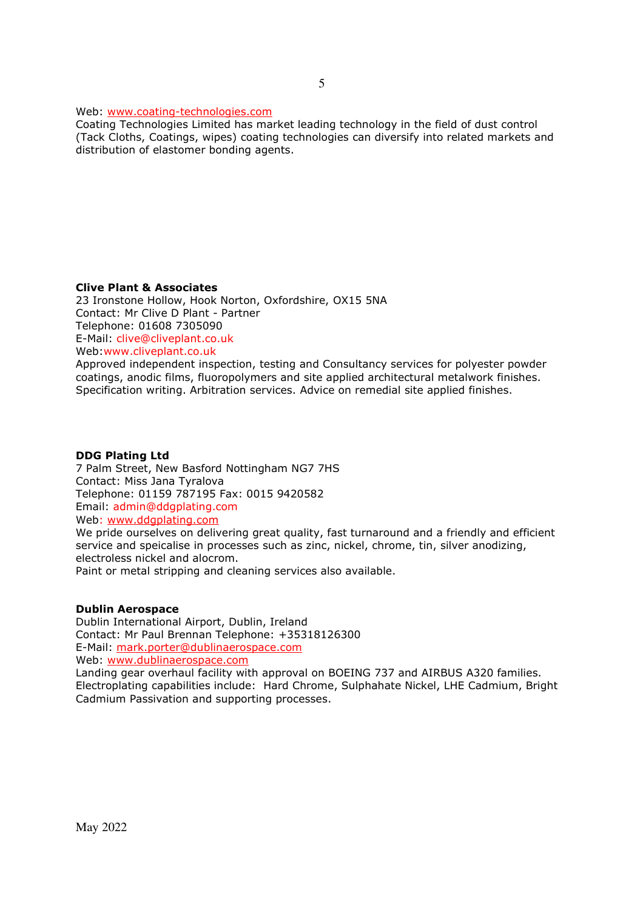Web: www.coating-technologies.com
Coating Technologies Limited has market leading technology in the field of dust control (Tack Cloths, Coatings, wipes) coating technologies can diversify into related markets and distribution of elastomer bonding agents.

**Clive Plant & Associates**
23 Ironstone Hollow, Hook Norton, Oxfordshire, OX15 5NA
Contact: Mr Clive D Plant - Partner
Telephone: 01608 7305090
E-Mail: clive@cliveplant.co.uk
Web:www.cliveplant.co.uk
Approved independent inspection, testing and Consultancy services for polyester powder coatings, anodic films, fluoropolymers and site applied architectural metalwork finishes. Specification writing. Arbitration services. Advice on remedial site applied finishes.

**DDG Plating Ltd**
7 Palm Street, New Basford Nottingham NG7 7HS
Contact: Miss Jana Tyralova
Telephone: 01159 787195 Fax: 0015 9420582
Email: admin@ddgplating.com
Web: www.ddgplating.com
We pride ourselves on delivering great quality, fast turnaround and a friendly and efficient service and speicalise in processes such as zinc, nickel, chrome, tin, silver anodizing, electroless nickel and alocrom.
Paint or metal stripping and cleaning services also available.

**Dublin Aerospace**
Dublin International Airport, Dublin, Ireland
Contact: Mr Paul Brennan Telephone: +35318126300
E-Mail: mark.porter@dublinaerospace.com
Web: www.dublinaerospace.com
Landing gear overhaul facility with approval on BOEING 737 and AIRBUS A320 families. Electroplating capabilities include: Hard Chrome, Sulphahate Nickel, LHE Cadmium, Bright Cadmium Passivation and supporting processes.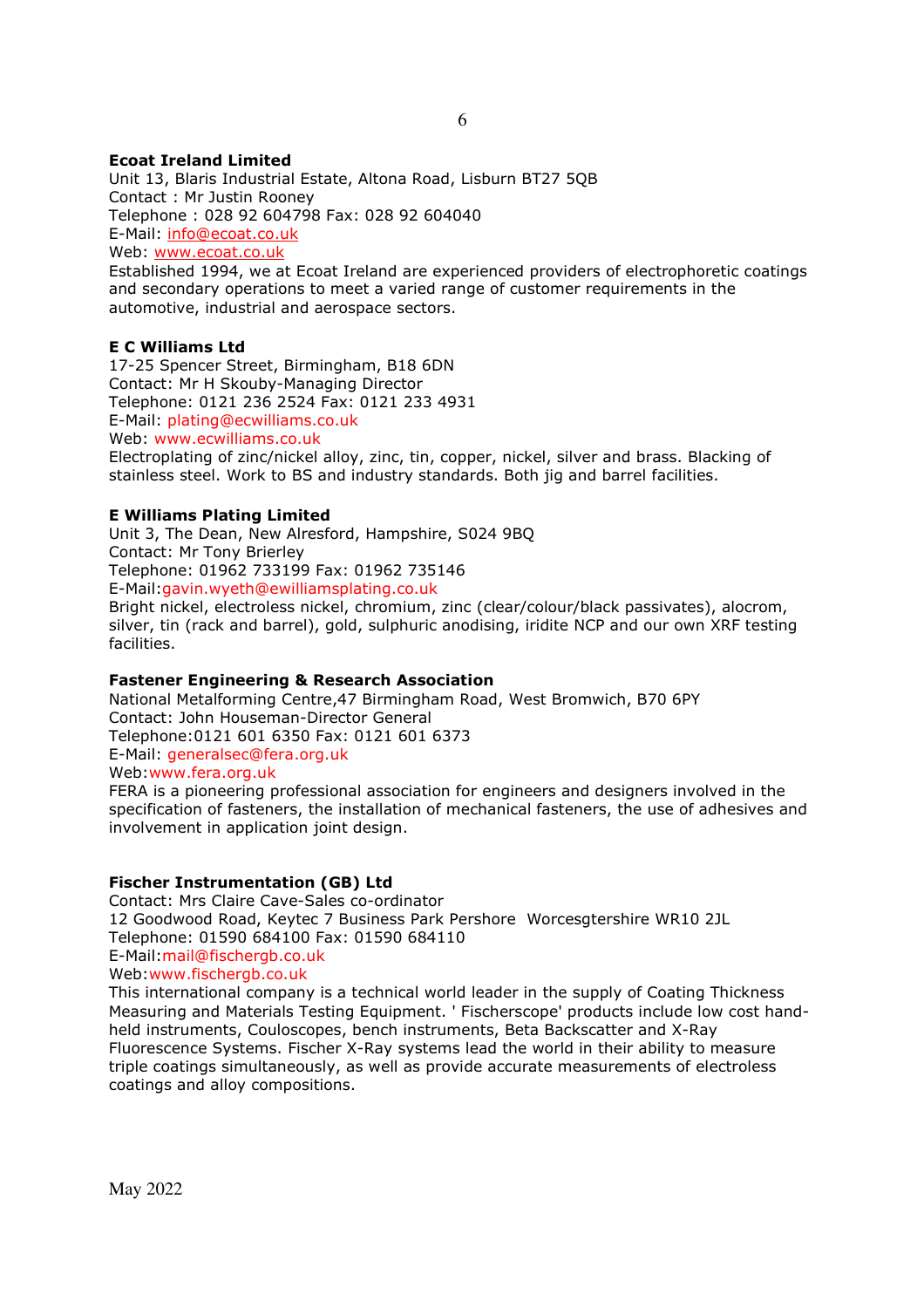**Ecoat Ireland Limited**
Unit 13, Blaris Industrial Estate, Altona Road, Lisburn BT27 5QB
Contact : Mr Justin Rooney
Telephone : 028 92 604798 Fax: 028 92 604040
E-Mail: info@ecoat.co.uk
Web: www.ecoat.co.uk
Established 1994, we at Ecoat Ireland are experienced providers of electrophoretic coatings and secondary operations to meet a varied range of customer requirements in the automotive, industrial and aerospace sectors.

**E C Williams Ltd**
17-25 Spencer Street, Birmingham, B18 6DN
Contact: Mr H Skouby-Managing Director
Telephone: 0121 236 2524 Fax: 0121 233 4931
E-Mail: plating@ecwilliams.co.uk
Web: www.ecwilliams.co.uk
Electroplating of zinc/nickel alloy, zinc, tin, copper, nickel, silver and brass. Blacking of stainless steel. Work to BS and industry standards. Both jig and barrel facilities.

**E Williams Plating Limited**
Unit 3, The Dean, New Alresford, Hampshire, S024 9BQ
Contact: Mr Tony Brierley
Telephone: 01962 733199 Fax: 01962 735146
E-Mail:gavin.wyeth@ewilliamsplating.co.uk
Bright nickel, electroless nickel, chromium, zinc (clear/colour/black passivates), alocrom, silver, tin (rack and barrel), gold, sulphuric anodising, iridite NCP and our own XRF testing facilities.

**Fastener Engineering & Research Association**
National Metalforming Centre,47 Birmingham Road, West Bromwich, B70 6PY
Contact: John Houseman-Director General
Telephone:0121 601 6350 Fax: 0121 601 6373
E-Mail: generalsec@fera.org.uk
Web:www.fera.org.uk
FERA is a pioneering professional association for engineers and designers involved in the specification of fasteners, the installation of mechanical fasteners, the use of adhesives and involvement in application joint design.

**Fischer Instrumentation (GB) Ltd**
Contact: Mrs Claire Cave-Sales co-ordinator
12 Goodwood Road, Keytec 7 Business Park Pershore  Worcesgtershire WR10 2JL
Telephone: 01590 684100 Fax: 01590 684110
E-Mail:mail@fischergb.co.uk
Web:www.fischergb.co.uk
This international company is a technical world leader in the supply of Coating Thickness Measuring and Materials Testing Equipment. ' Fischerscope' products include low cost hand-held instruments, Couloscopes, bench instruments, Beta Backscatter and X-Ray Fluorescence Systems. Fischer X-Ray systems lead the world in their ability to measure triple coatings simultaneously, as well as provide accurate measurements of electroless coatings and alloy compositions.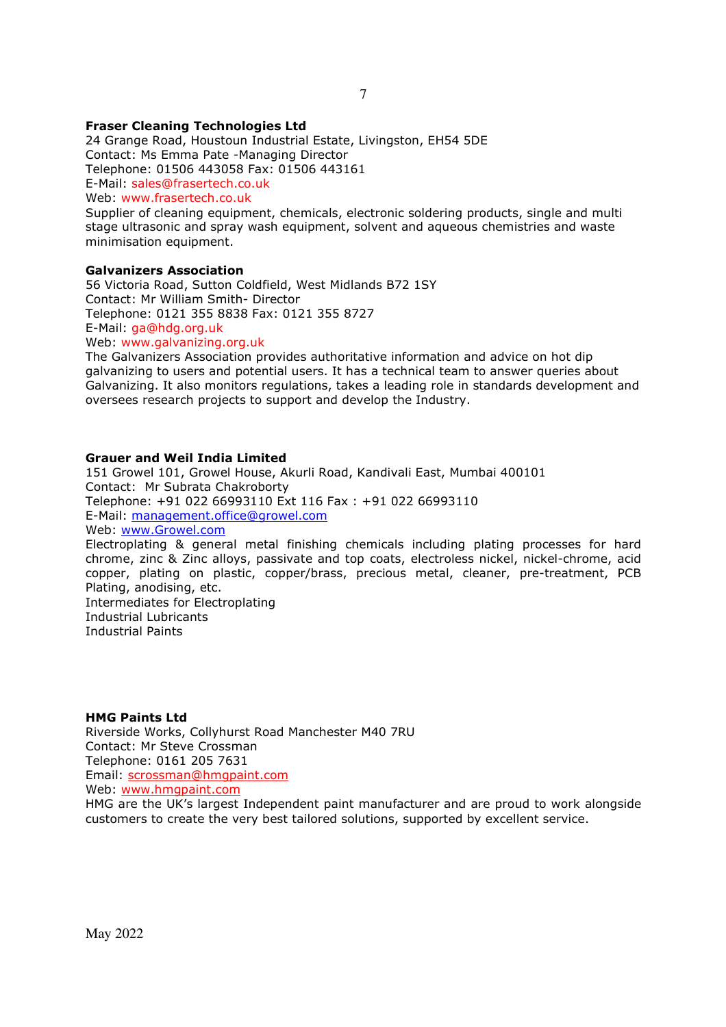**Fraser Cleaning Technologies Ltd**
24 Grange Road, Houstoun Industrial Estate, Livingston, EH54 5DE
Contact: Ms Emma Pate -Managing Director
Telephone: 01506 443058 Fax: 01506 443161
E-Mail: sales@frasertech.co.uk
Web: www.frasertech.co.uk
Supplier of cleaning equipment, chemicals, electronic soldering products, single and multi stage ultrasonic and spray wash equipment, solvent and aqueous chemistries and waste minimisation equipment.

**Galvanizers Association**
56 Victoria Road, Sutton Coldfield, West Midlands B72 1SY
Contact: Mr William Smith- Director
Telephone: 0121 355 8838 Fax: 0121 355 8727
E-Mail: ga@hdg.org.uk
Web: www.galvanizing.org.uk
The Galvanizers Association provides authoritative information and advice on hot dip galvanizing to users and potential users. It has a technical team to answer queries about Galvanizing. It also monitors regulations, takes a leading role in standards development and oversees research projects to support and develop the Industry.

**Grauer and Weil India Limited**
151 Growel 101, Growel House, Akurli Road, Kandivali East, Mumbai 400101
Contact: Mr Subrata Chakroborty
Telephone: +91 022 66993110 Ext 116 Fax : +91 022 66993110
E-Mail: management.office@growel.com
Web: www.Growel.com
Electroplating & general metal finishing chemicals including plating processes for hard chrome, zinc & Zinc alloys, passivate and top coats, electroless nickel, nickel-chrome, acid copper, plating on plastic, copper/brass, precious metal, cleaner, pre-treatment, PCB Plating, anodising, etc.
Intermediates for Electroplating
Industrial Lubricants
Industrial Paints

**HMG Paints Ltd**
Riverside Works, Collyhurst Road Manchester M40 7RU
Contact: Mr Steve Crossman
Telephone: 0161 205 7631
Email: scrossman@hmgpaint.com
Web: www.hmgpaint.com
HMG are the UK's largest Independent paint manufacturer and are proud to work alongside customers to create the very best tailored solutions, supported by excellent service.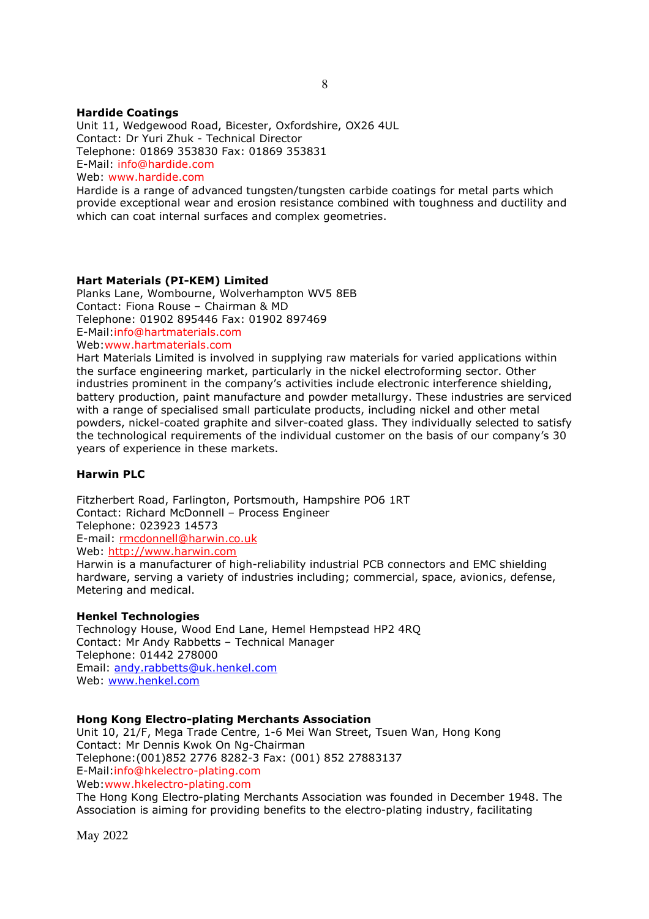**Hardide Coatings**
Unit 11, Wedgewood Road, Bicester, Oxfordshire, OX26 4UL
Contact: Dr Yuri Zhuk - Technical Director
Telephone: 01869 353830 Fax: 01869 353831
E-Mail: info@hardide.com
Web: www.hardide.com
Hardide is a range of advanced tungsten/tungsten carbide coatings for metal parts which provide exceptional wear and erosion resistance combined with toughness and ductility and which can coat internal surfaces and complex geometries.

**Hart Materials (PI-KEM) Limited**
Planks Lane, Wombourne, Wolverhampton WV5 8EB
Contact: Fiona Rouse – Chairman & MD
Telephone: 01902 895446 Fax: 01902 897469
E-Mail:info@hartmaterials.com
Web:www.hartmaterials.com
Hart Materials Limited is involved in supplying raw materials for varied applications within the surface engineering market, particularly in the nickel electroforming sector. Other industries prominent in the company's activities include electronic interference shielding, battery production, paint manufacture and powder metallurgy. These industries are serviced with a range of specialised small particulate products, including nickel and other metal powders, nickel-coated graphite and silver-coated glass. They individually selected to satisfy the technological requirements of the individual customer on the basis of our company's 30 years of experience in these markets.

**Harwin PLC**

Fitzherbert Road, Farlington, Portsmouth, Hampshire PO6 1RT
Contact: Richard McDonnell – Process Engineer
Telephone: 023923 14573
E-mail: rmcdonnell@harwin.co.uk
Web: http://www.harwin.com
Harwin is a manufacturer of high-reliability industrial PCB connectors and EMC shielding hardware, serving a variety of industries including; commercial, space, avionics, defense, Metering and medical.

**Henkel Technologies**
Technology House, Wood End Lane, Hemel Hempstead HP2 4RQ
Contact: Mr Andy Rabbetts – Technical Manager
Telephone: 01442 278000
Email: andy.rabbetts@uk.henkel.com
Web: www.henkel.com

**Hong Kong Electro-plating Merchants Association**
Unit 10, 21/F, Mega Trade Centre, 1-6 Mei Wan Street, Tsuen Wan, Hong Kong
Contact: Mr Dennis Kwok On Ng-Chairman
Telephone:(001)852 2776 8282-3 Fax: (001) 852 27883137
E-Mail:info@hkelectro-plating.com
Web:www.hkelectro-plating.com
The Hong Kong Electro-plating Merchants Association was founded in December 1948. The Association is aiming for providing benefits to the electro-plating industry, facilitating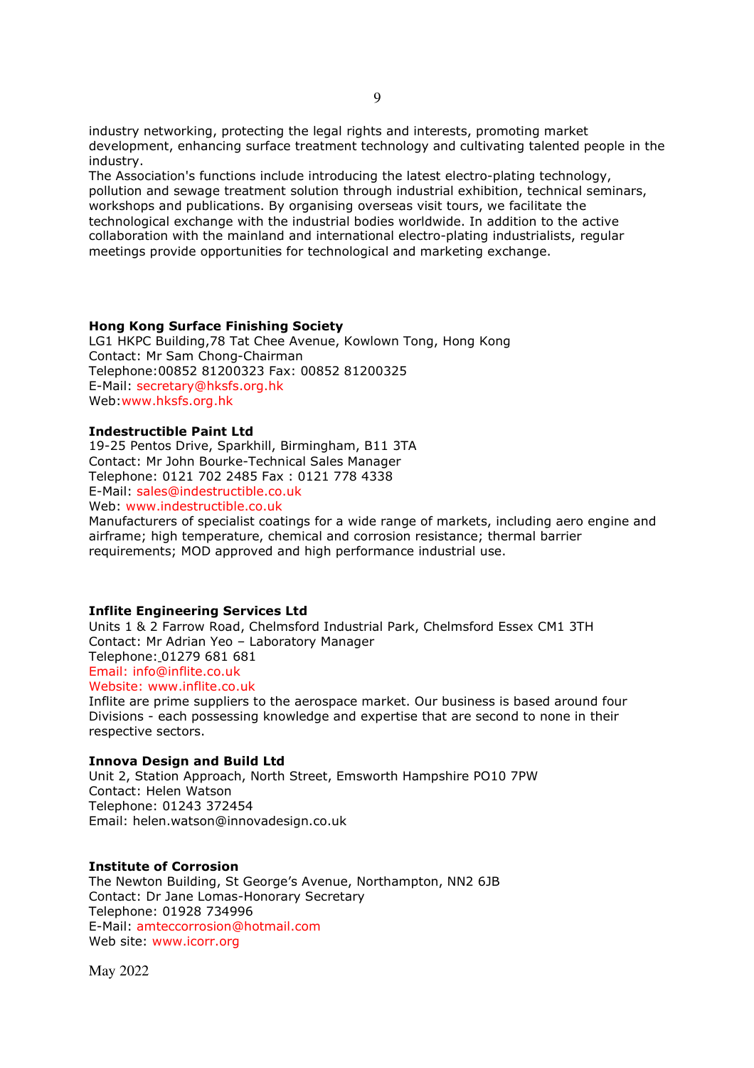industry networking, protecting the legal rights and interests, promoting market development, enhancing surface treatment technology and cultivating talented people in the industry.
The Association's functions include introducing the latest electro-plating technology, pollution and sewage treatment solution through industrial exhibition, technical seminars, workshops and publications. By organising overseas visit tours, we facilitate the technological exchange with the industrial bodies worldwide. In addition to the active collaboration with the mainland and international electro-plating industrialists, regular meetings provide opportunities for technological and marketing exchange.

**Hong Kong Surface Finishing Society**
LG1 HKPC Building,78 Tat Chee Avenue, Kowlown Tong, Hong Kong
Contact: Mr Sam Chong-Chairman
Telephone:00852 81200323 Fax: 00852 81200325
E-Mail: secretary@hksfs.org.hk
Web:www.hksfs.org.hk

**Indestructible Paint Ltd**
19-25 Pentos Drive, Sparkhill, Birmingham, B11 3TA
Contact: Mr John Bourke-Technical Sales Manager
Telephone: 0121 702 2485 Fax : 0121 778 4338
E-Mail: sales@indestructible.co.uk
Web: www.indestructible.co.uk
Manufacturers of specialist coatings for a wide range of markets, including aero engine and airframe; high temperature, chemical and corrosion resistance; thermal barrier requirements; MOD approved and high performance industrial use.

**Inflite Engineering Services Ltd**
Units 1 & 2 Farrow Road, Chelmsford Industrial Park, Chelmsford Essex CM1 3TH
Contact: Mr Adrian Yeo – Laboratory Manager
Telephone: 01279 681 681
Email: info@inflite.co.uk
Website: www.inflite.co.uk
Inflite are prime suppliers to the aerospace market. Our business is based around four Divisions - each possessing knowledge and expertise that are second to none in their respective sectors.

**Innova Design and Build Ltd**
Unit 2, Station Approach, North Street, Emsworth Hampshire PO10 7PW
Contact: Helen Watson
Telephone: 01243 372454
Email: helen.watson@innovadesign.co.uk

**Institute of Corrosion**
The Newton Building, St George's Avenue, Northampton, NN2 6JB
Contact: Dr Jane Lomas-Honorary Secretary
Telephone: 01928 734996
E-Mail: amteccorrosion@hotmail.com
Web site: www.icorr.org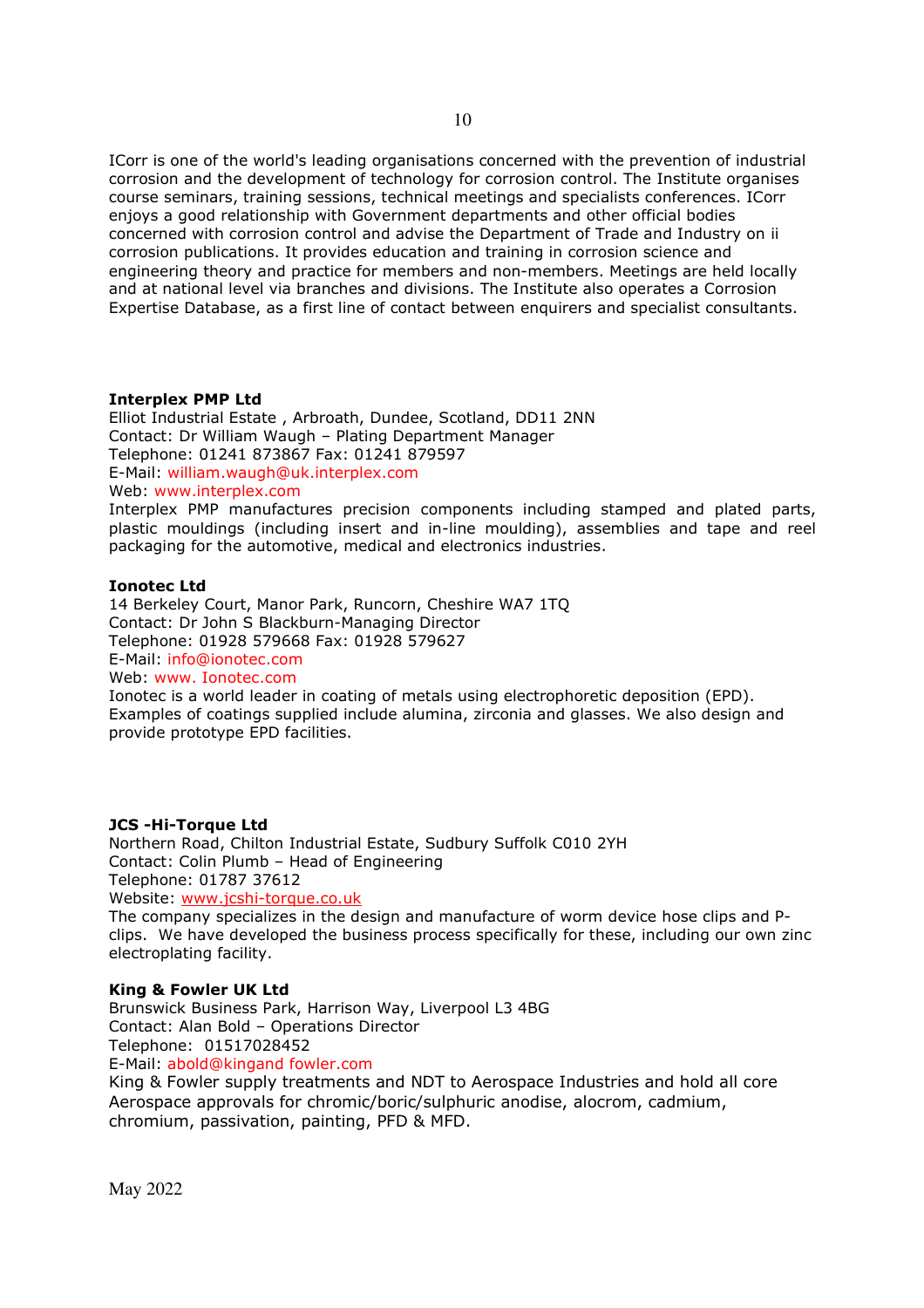ICorr is one of the world's leading organisations concerned with the prevention of industrial corrosion and the development of technology for corrosion control. The Institute organises course seminars, training sessions, technical meetings and specialists conferences. ICorr enjoys a good relationship with Government departments and other official bodies concerned with corrosion control and advise the Department of Trade and Industry on ii corrosion publications. It provides education and training in corrosion science and engineering theory and practice for members and non-members. Meetings are held locally and at national level via branches and divisions. The Institute also operates a Corrosion Expertise Database, as a first line of contact between enquirers and specialist consultants.

**Interplex PMP Ltd**
Elliot Industrial Estate , Arbroath, Dundee, Scotland, DD11 2NN
Contact: Dr William Waugh – Plating Department Manager
Telephone: 01241 873867 Fax: 01241 879597
E-Mail: william.waugh@uk.interplex.com
Web: www.interplex.com
Interplex PMP manufactures precision components including stamped and plated parts, plastic mouldings (including insert and in-line moulding), assemblies and tape and reel packaging for the automotive, medical and electronics industries.

**Ionotec Ltd**
14 Berkeley Court, Manor Park, Runcorn, Cheshire WA7 1TQ
Contact: Dr John S Blackburn-Managing Director
Telephone: 01928 579668 Fax: 01928 579627
E-Mail: info@ionotec.com
Web: www. Ionotec.com
Ionotec is a world leader in coating of metals using electrophoretic deposition (EPD). Examples of coatings supplied include alumina, zirconia and glasses. We also design and provide prototype EPD facilities.

**JCS -Hi-Torque Ltd**
Northern Road, Chilton Industrial Estate, Sudbury Suffolk C010 2YH
Contact: Colin Plumb – Head of Engineering
Telephone: 01787 37612
Website: www.jcshi-torque.co.uk
The company specializes in the design and manufacture of worm device hose clips and P-clips. We have developed the business process specifically for these, including our own zinc electroplating facility.

**King & Fowler UK Ltd**
Brunswick Business Park, Harrison Way, Liverpool L3 4BG
Contact: Alan Bold – Operations Director
Telephone: 01517028452
E-Mail: abold@kingand fowler.com
King & Fowler supply treatments and NDT to Aerospace Industries and hold all core Aerospace approvals for chromic/boric/sulphuric anodise, alocrom, cadmium, chromium, passivation, painting, PFD & MFD.

May 2022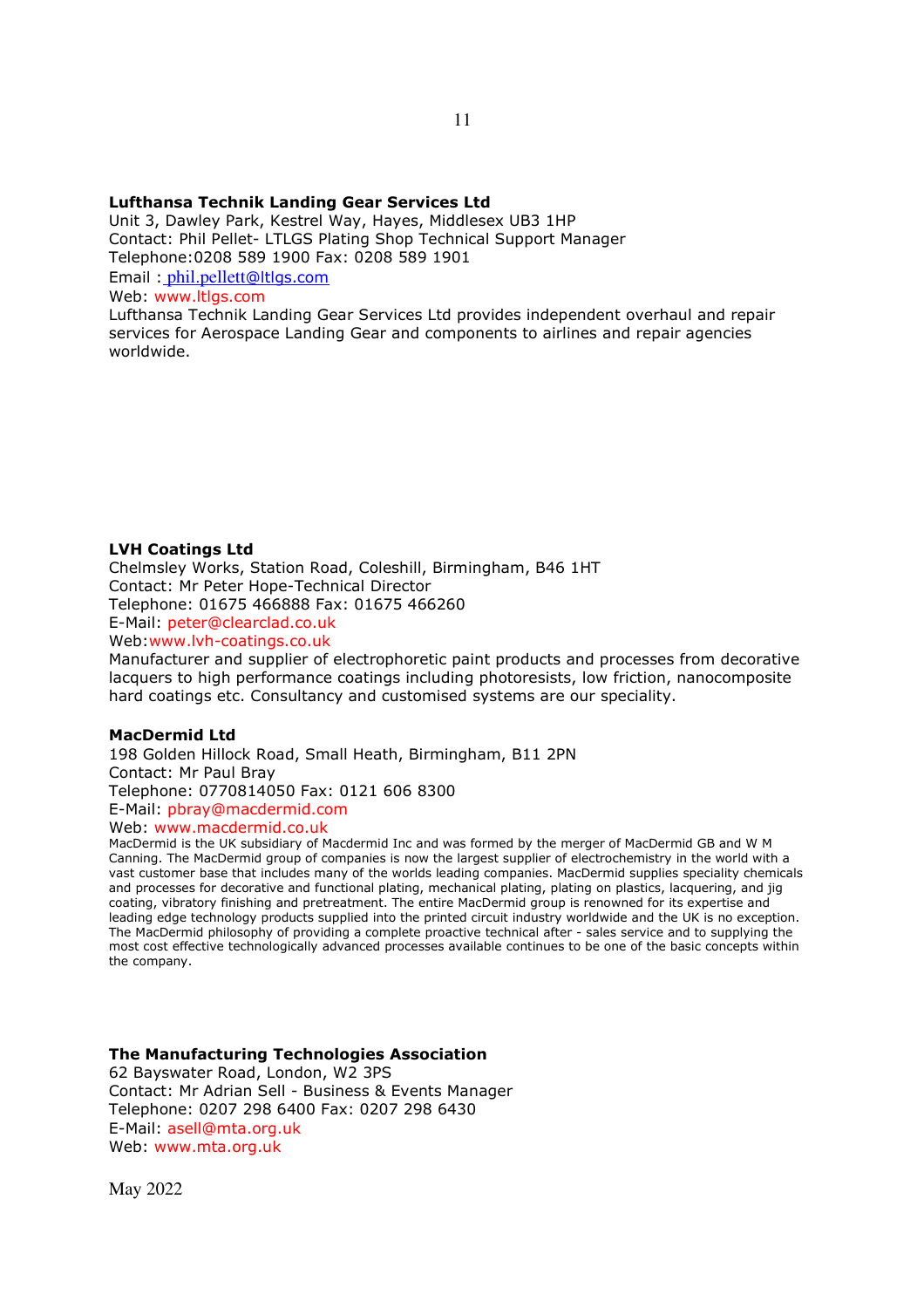**Lufthansa Technik Landing Gear Services Ltd**
Unit 3, Dawley Park, Kestrel Way, Hayes, Middlesex UB3 1HP
Contact: Phil Pellet- LTLGS Plating Shop Technical Support Manager
Telephone:0208 589 1900 Fax: 0208 589 1901
Email : phil.pellett@ltlgs.com
Web: www.ltlgs.com
Lufthansa Technik Landing Gear Services Ltd provides independent overhaul and repair services for Aerospace Landing Gear and components to airlines and repair agencies worldwide.

**LVH Coatings Ltd**
Chelmsley Works, Station Road, Coleshill, Birmingham, B46 1HT
Contact: Mr Peter Hope-Technical Director
Telephone: 01675 466888 Fax: 01675 466260
E-Mail: peter@clearclad.co.uk
Web:www.lvh-coatings.co.uk
Manufacturer and supplier of electrophoretic paint products and processes from decorative lacquers to high performance coatings including photoresists, low friction, nanocomposite hard coatings etc. Consultancy and customised systems are our speciality.

**MacDermid Ltd**
198 Golden Hillock Road, Small Heath, Birmingham, B11 2PN
Contact: Mr Paul Bray
Telephone: 0770814050 Fax: 0121 606 8300
E-Mail: pbray@macdermid.com
Web: www.macdermid.co.uk
MacDermid is the UK subsidiary of Macdermid Inc and was formed by the merger of MacDermid GB and W M Canning. The MacDermid group of companies is now the largest supplier of electrochemistry in the world with a vast customer base that includes many of the worlds leading companies. MacDermid supplies speciality chemicals and processes for decorative and functional plating, mechanical plating, plating on plastics, lacquering, and jig coating, vibratory finishing and pretreatment. The entire MacDermid group is renowned for its expertise and leading edge technology products supplied into the printed circuit industry worldwide and the UK is no exception. The MacDermid philosophy of providing a complete proactive technical after - sales service and to supplying the most cost effective technologically advanced processes available continues to be one of the basic concepts within the company.

**The Manufacturing Technologies Association**
62 Bayswater Road, London, W2 3PS
Contact: Mr Adrian Sell - Business & Events Manager
Telephone: 0207 298 6400 Fax: 0207 298 6430
E-Mail: asell@mta.org.uk
Web: www.mta.org.uk

May 2022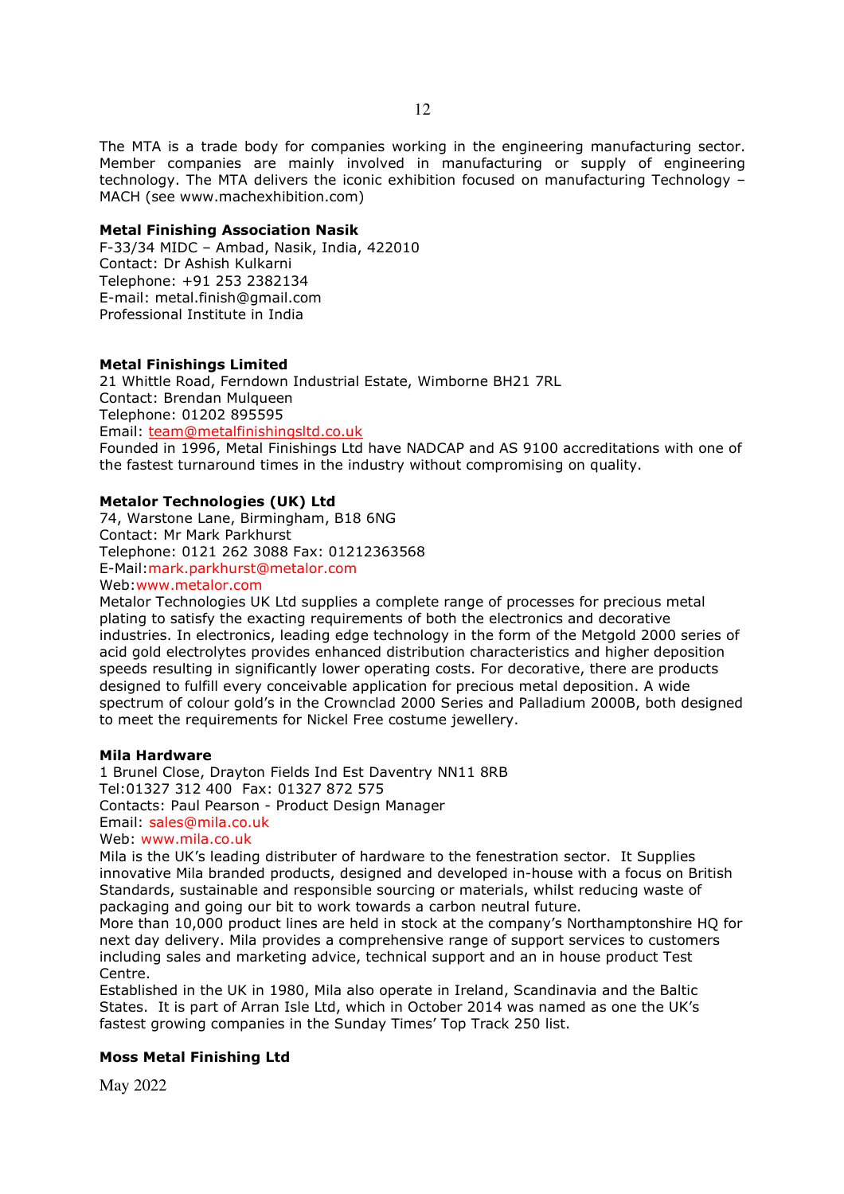The MTA is a trade body for companies working in the engineering manufacturing sector. Member companies are mainly involved in manufacturing or supply of engineering technology. The MTA delivers the iconic exhibition focused on manufacturing Technology – MACH (see www.machexhibition.com)

**Metal Finishing Association Nasik**
F-33/34 MIDC – Ambad, Nasik, India, 422010
Contact: Dr Ashish Kulkarni
Telephone: +91 253 2382134
E-mail: metal.finish@gmail.com
Professional Institute in India

**Metal Finishings Limited**
21 Whittle Road, Ferndown Industrial Estate, Wimborne BH21 7RL
Contact: Brendan Mulqueen
Telephone: 01202 895595
Email: team@metalfinishingsltd.co.uk
Founded in 1996, Metal Finishings Ltd have NADCAP and AS 9100 accreditations with one of the fastest turnaround times in the industry without compromising on quality.

**Metalor Technologies (UK) Ltd**
74, Warstone Lane, Birmingham, B18 6NG
Contact: Mr Mark Parkhurst
Telephone: 0121 262 3088 Fax: 01212363568
E-Mail:mark.parkhurst@metalor.com
Web:www.metalor.com
Metalor Technologies UK Ltd supplies a complete range of processes for precious metal plating to satisfy the exacting requirements of both the electronics and decorative industries. In electronics, leading edge technology in the form of the Metgold 2000 series of acid gold electrolytes provides enhanced distribution characteristics and higher deposition speeds resulting in significantly lower operating costs. For decorative, there are products designed to fulfill every conceivable application for precious metal deposition. A wide spectrum of colour gold's in the Crownclad 2000 Series and Palladium 2000B, both designed to meet the requirements for Nickel Free costume jewellery.

**Mila Hardware**
1 Brunel Close, Drayton Fields Ind Est Daventry NN11 8RB
Tel:01327 312 400 Fax: 01327 872 575
Contacts: Paul Pearson - Product Design Manager
Email: sales@mila.co.uk
Web: www.mila.co.uk
Mila is the UK's leading distributer of hardware to the fenestration sector. It Supplies innovative Mila branded products, designed and developed in-house with a focus on British Standards, sustainable and responsible sourcing or materials, whilst reducing waste of packaging and going our bit to work towards a carbon neutral future.
More than 10,000 product lines are held in stock at the company's Northamptonshire HQ for next day delivery. Mila provides a comprehensive range of support services to customers including sales and marketing advice, technical support and an in house product Test Centre.
Established in the UK in 1980, Mila also operate in Ireland, Scandinavia and the Baltic States. It is part of Arran Isle Ltd, which in October 2014 was named as one the UK's fastest growing companies in the Sunday Times' Top Track 250 list.

**Moss Metal Finishing Ltd**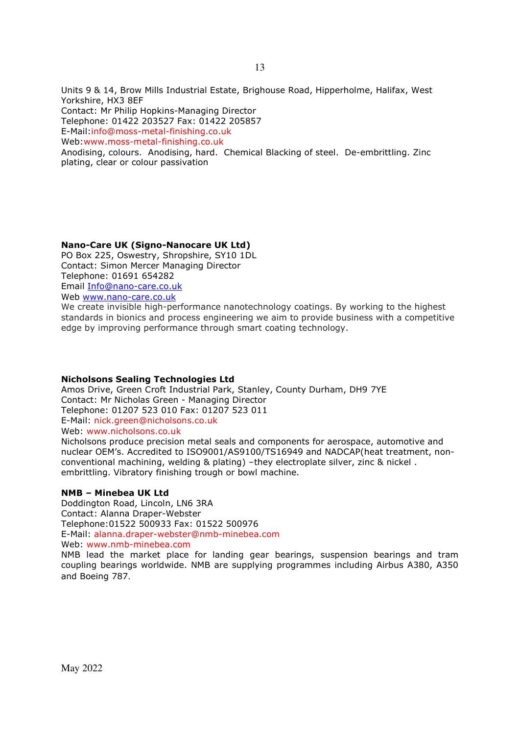Units 9 & 14, Brow Mills Industrial Estate, Brighouse Road, Hipperholme, Halifax, West Yorkshire, HX3 8EF
Contact: Mr Philip Hopkins-Managing Director
Telephone: 01422 203527 Fax: 01422 205857
E-Mail:info@moss-metal-finishing.co.uk
Web:www.moss-metal-finishing.co.uk
Anodising, colours. Anodising, hard. Chemical Blacking of steel. De-embrittling. Zinc plating, clear or colour passivation

**Nano-Care UK (Signo-Nanocare UK Ltd)**
PO Box 225, Oswestry, Shropshire, SY10 1DL
Contact: Simon Mercer Managing Director
Telephone: 01691 654282
Email Info@nano-care.co.uk
Web www.nano-care.co.uk
We create invisible high-performance nanotechnology coatings. By working to the highest standards in bionics and process engineering we aim to provide business with a competitive edge by improving performance through smart coating technology.

**Nicholsons Sealing Technologies Ltd**
Amos Drive, Green Croft Industrial Park, Stanley, County Durham, DH9 7YE
Contact: Mr Nicholas Green - Managing Director
Telephone: 01207 523 010 Fax: 01207 523 011
E-Mail: nick.green@nicholsons.co.uk
Web: www.nicholsons.co.uk
Nicholsons produce precision metal seals and components for aerospace, automotive and nuclear OEM's. Accredited to ISO9001/AS9100/TS16949 and NADCAP(heat treatment, non-conventional machining, welding & plating) –they electroplate silver, zinc & nickel . embrittling. Vibratory finishing trough or bowl machine.

**NMB – Minebea UK Ltd**
Doddington Road, Lincoln, LN6 3RA
Contact: Alanna Draper-Webster
Telephone:01522 500933 Fax: 01522 500976
E-Mail: alanna.draper-webster@nmb-minebea.com
Web: www.nmb-minebea.com
NMB lead the market place for landing gear bearings, suspension bearings and tram coupling bearings worldwide. NMB are supplying programmes including Airbus A380, A350 and Boeing 787.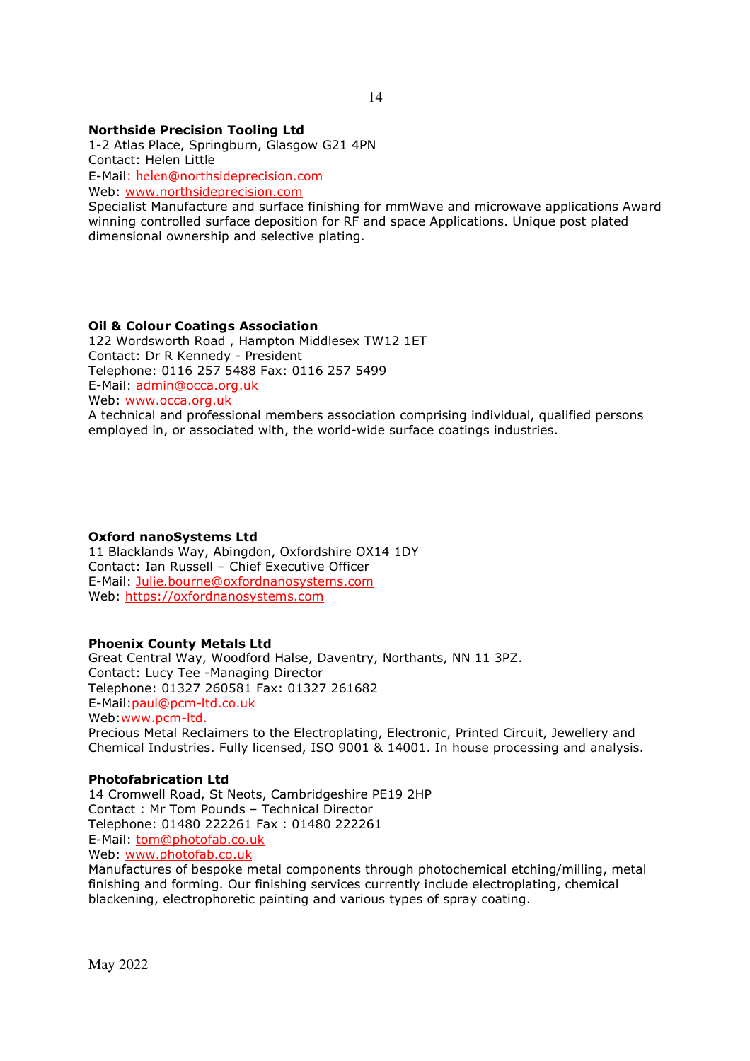**Northside Precision Tooling Ltd**
1-2 Atlas Place, Springburn, Glasgow G21 4PN
Contact: Helen Little
E-Mail: helen@northsideprecision.com
Web: www.northsideprecision.com
Specialist Manufacture and surface finishing for mmWave and microwave applications Award winning controlled surface deposition for RF and space Applications. Unique post plated dimensional ownership and selective plating.

**Oil & Colour Coatings Association**
122 Wordsworth Road , Hampton Middlesex TW12 1ET
Contact: Dr R Kennedy - President
Telephone: 0116 257 5488 Fax: 0116 257 5499
E-Mail: admin@occa.org.uk
Web: www.occa.org.uk
A technical and professional members association comprising individual, qualified persons employed in, or associated with, the world-wide surface coatings industries.

**Oxford nanoSystems Ltd**
11 Blacklands Way, Abingdon, Oxfordshire OX14 1DY
Contact: Ian Russell – Chief Executive Officer
E-Mail: Julie.bourne@oxfordnanosystems.com
Web: https://oxfordnanosystems.com

**Phoenix County Metals Ltd**
Great Central Way, Woodford Halse, Daventry, Northants, NN 11 3PZ.
Contact: Lucy Tee -Managing Director
Telephone: 01327 260581 Fax: 01327 261682
E-Mail:paul@pcm-ltd.co.uk
Web:www.pcm-ltd.
Precious Metal Reclaimers to the Electroplating, Electronic, Printed Circuit, Jewellery and Chemical Industries. Fully licensed, ISO 9001 & 14001. In house processing and analysis.

**Photofabrication Ltd**
14 Cromwell Road, St Neots, Cambridgeshire PE19 2HP
Contact : Mr Tom Pounds – Technical Director
Telephone: 01480 222261 Fax : 01480 222261
E-Mail: tom@photofab.co.uk
Web: www.photofab.co.uk
Manufactures of bespoke metal components through photochemical etching/milling, metal finishing and forming. Our finishing services currently include electroplating, chemical blackening, electrophoretic painting and various types of spray coating.

May 2022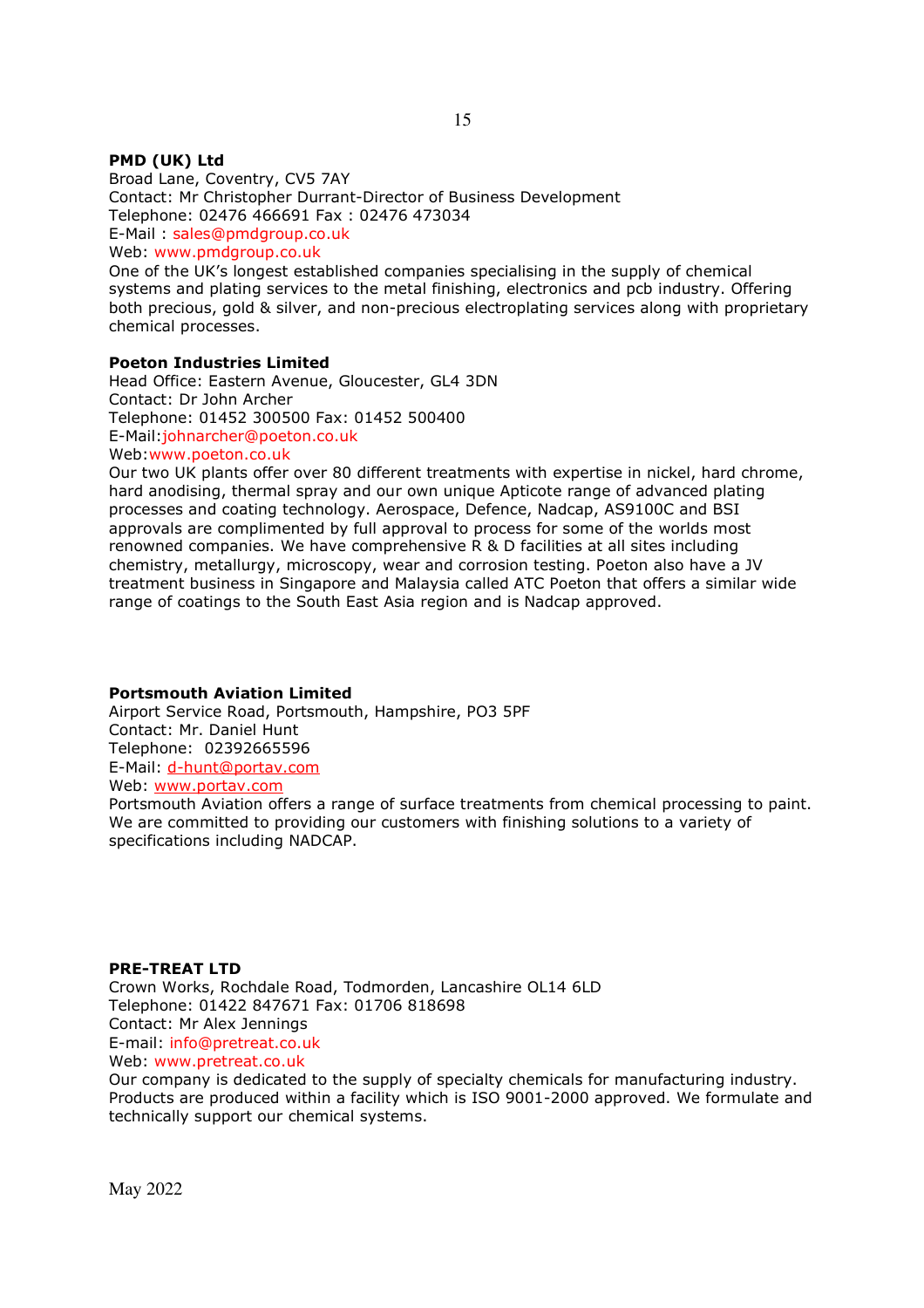**PMD (UK) Ltd**
Broad Lane, Coventry, CV5 7AY
Contact: Mr Christopher Durrant-Director of Business Development
Telephone: 02476 466691 Fax : 02476 473034
E-Mail : sales@pmdgroup.co.uk
Web: www.pmdgroup.co.uk
One of the UK's longest established companies specialising in the supply of chemical systems and plating services to the metal finishing, electronics and pcb industry. Offering both precious, gold & silver, and non-precious electroplating services along with proprietary chemical processes.

**Poeton Industries Limited**
Head Office: Eastern Avenue, Gloucester, GL4 3DN
Contact: Dr John Archer
Telephone: 01452 300500 Fax: 01452 500400
E-Mail:johnarcher@poeton.co.uk
Web:www.poeton.co.uk
Our two UK plants offer over 80 different treatments with expertise in nickel, hard chrome, hard anodising, thermal spray and our own unique Apticote range of advanced plating processes and coating technology. Aerospace, Defence, Nadcap, AS9100C and BSI approvals are complimented by full approval to process for some of the worlds most renowned companies. We have comprehensive R & D facilities at all sites including chemistry, metallurgy, microscopy, wear and corrosion testing. Poeton also have a JV treatment business in Singapore and Malaysia called ATC Poeton that offers a similar wide range of coatings to the South East Asia region and is Nadcap approved.

**Portsmouth Aviation Limited**
Airport Service Road, Portsmouth, Hampshire, PO3 5PF
Contact: Mr. Daniel Hunt
Telephone: 02392665596
E-Mail: d-hunt@portav.com
Web: www.portav.com
Portsmouth Aviation offers a range of surface treatments from chemical processing to paint. We are committed to providing our customers with finishing solutions to a variety of specifications including NADCAP.

**PRE-TREAT LTD**
Crown Works, Rochdale Road, Todmorden, Lancashire OL14 6LD
Telephone: 01422 847671 Fax: 01706 818698
Contact: Mr Alex Jennings
E-mail: info@pretreat.co.uk
Web: www.pretreat.co.uk
Our company is dedicated to the supply of specialty chemicals for manufacturing industry. Products are produced within a facility which is ISO 9001-2000 approved. We formulate and technically support our chemical systems.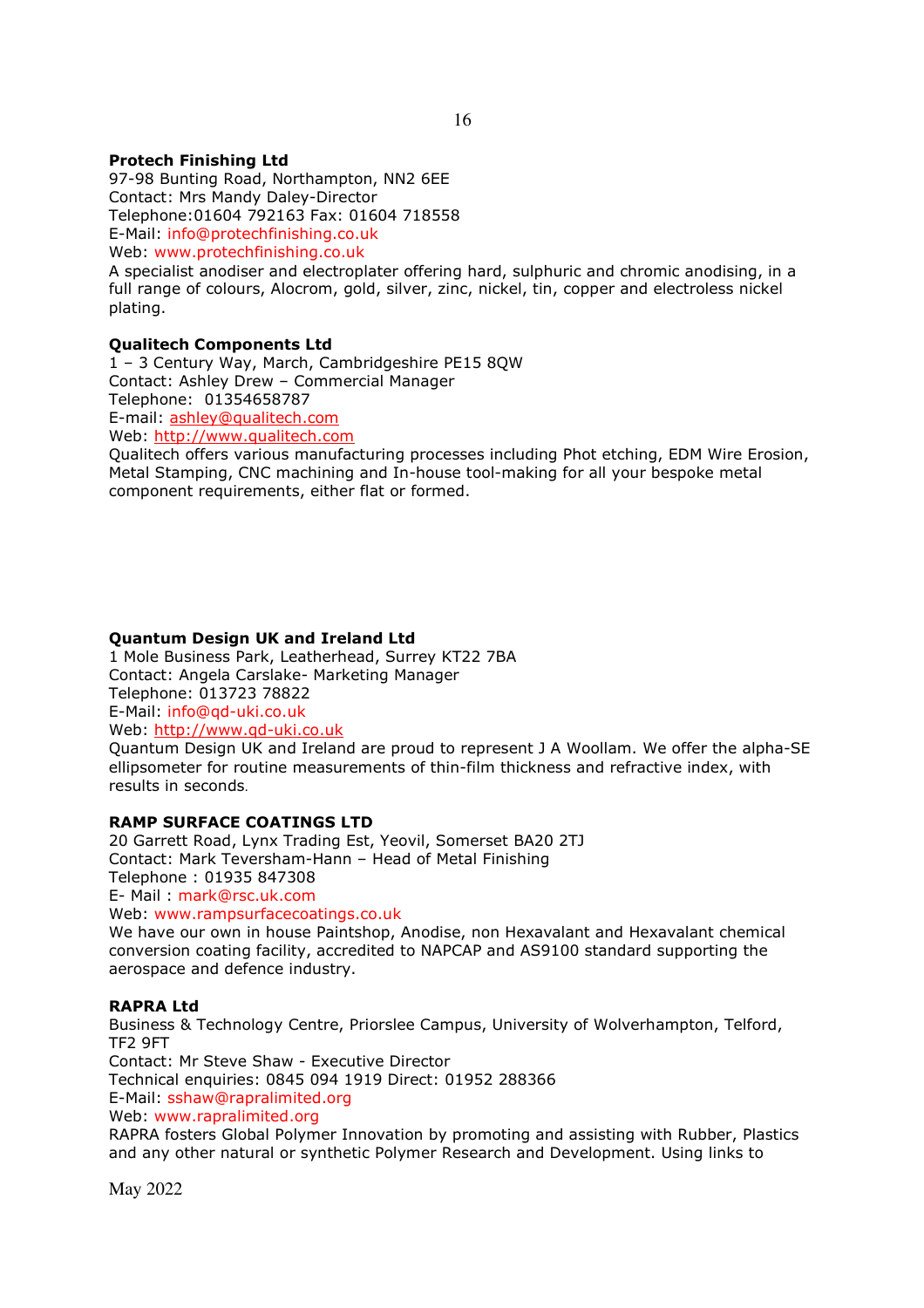**Protech Finishing Ltd**
97-98 Bunting Road, Northampton, NN2 6EE
Contact: Mrs Mandy Daley-Director
Telephone:01604 792163 Fax: 01604 718558
E-Mail: info@protechfinishing.co.uk
Web: www.protechfinishing.co.uk
A specialist anodiser and electroplater offering hard, sulphuric and chromic anodising, in a full range of colours, Alocrom, gold, silver, zinc, nickel, tin, copper and electroless nickel plating.

**Qualitech Components Ltd**
1 – 3 Century Way, March, Cambridgeshire PE15 8QW
Contact: Ashley Drew – Commercial Manager
Telephone: 01354658787
E-mail: ashley@qualitech.com
Web: http://www.qualitech.com
Qualitech offers various manufacturing processes including Phot etching, EDM Wire Erosion, Metal Stamping, CNC machining and In-house tool-making for all your bespoke metal component requirements, either flat or formed.

**Quantum Design UK and Ireland Ltd**
1 Mole Business Park, Leatherhead, Surrey KT22 7BA
Contact: Angela Carslake- Marketing Manager
Telephone: 013723 78822
E-Mail: info@qd-uki.co.uk
Web: http://www.qd-uki.co.uk
Quantum Design UK and Ireland are proud to represent J A Woollam. We offer the alpha-SE ellipsometer for routine measurements of thin-film thickness and refractive index, with results in seconds.

**RAMP SURFACE COATINGS LTD**
20 Garrett Road, Lynx Trading Est, Yeovil, Somerset BA20 2TJ
Contact: Mark Teversham-Hann – Head of Metal Finishing
Telephone : 01935 847308
E- Mail : mark@rsc.uk.com
Web: www.rampsurfacecoatings.co.uk
We have our own in house Paintshop, Anodise, non Hexavalant and Hexavalant chemical conversion coating facility, accredited to NAPCAP and AS9100 standard supporting the aerospace and defence industry.

**RAPRA Ltd**
Business & Technology Centre, Priorslee Campus, University of Wolverhampton, Telford, TF2 9FT
Contact: Mr Steve Shaw - Executive Director
Technical enquiries: 0845 094 1919 Direct: 01952 288366
E-Mail: sshaw@rapralimited.org
Web: www.rapralimited.org
RAPRA fosters Global Polymer Innovation by promoting and assisting with Rubber, Plastics and any other natural or synthetic Polymer Research and Development. Using links to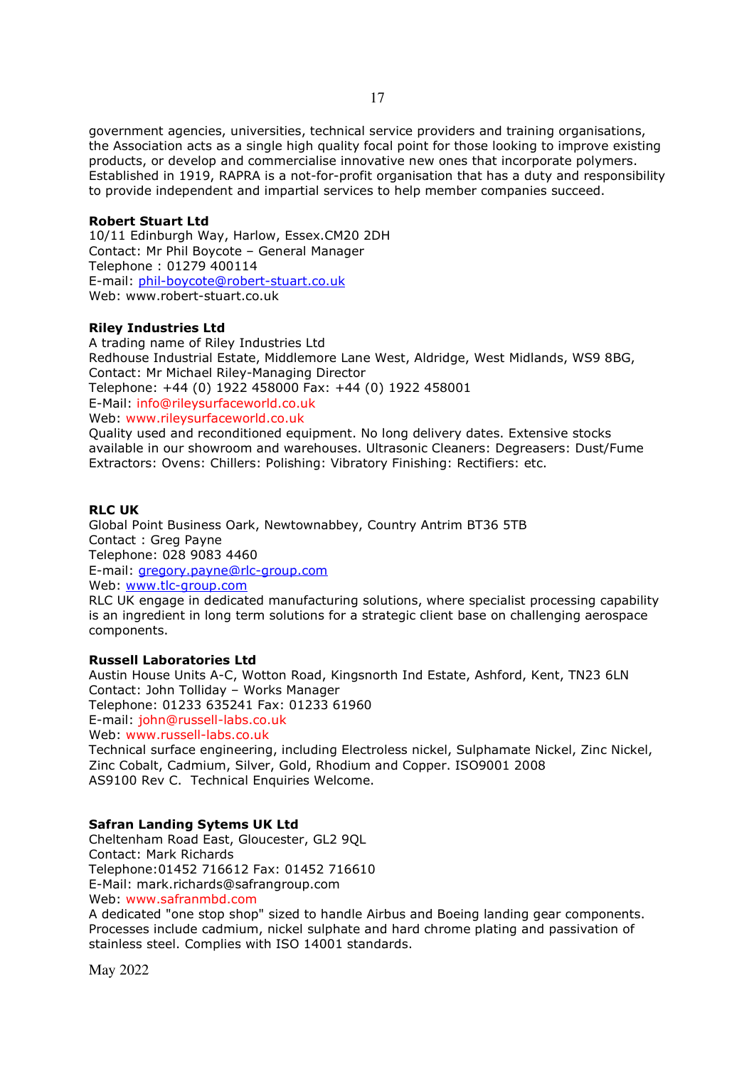government agencies, universities, technical service providers and training organisations, the Association acts as a single high quality focal point for those looking to improve existing products, or develop and commercialise innovative new ones that incorporate polymers. Established in 1919, RAPRA is a not-for-profit organisation that has a duty and responsibility to provide independent and impartial services to help member companies succeed.

**Robert Stuart Ltd**
10/11 Edinburgh Way, Harlow, Essex.CM20 2DH
Contact: Mr Phil Boycote – General Manager
Telephone : 01279 400114
E-mail: phil-boycote@robert-stuart.co.uk
Web: www.robert-stuart.co.uk

**Riley Industries Ltd**
A trading name of Riley Industries Ltd
Redhouse Industrial Estate, Middlemore Lane West, Aldridge, West Midlands, WS9 8BG,
Contact: Mr Michael Riley-Managing Director
Telephone: +44 (0) 1922 458000 Fax: +44 (0) 1922 458001
E-Mail: info@rileysurfaceworld.co.uk
Web: www.rileysurfaceworld.co.uk
Quality used and reconditioned equipment. No long delivery dates. Extensive stocks available in our showroom and warehouses. Ultrasonic Cleaners: Degreasers: Dust/Fume Extractors: Ovens: Chillers: Polishing: Vibratory Finishing: Rectifiers: etc.

**RLC UK**
Global Point Business Oark, Newtownabbey, Country Antrim BT36 5TB
Contact : Greg Payne
Telephone: 028 9083 4460
E-mail: gregory.payne@rlc-group.com
Web: www.tlc-group.com
RLC UK engage in dedicated manufacturing solutions, where specialist processing capability is an ingredient in long term solutions for a strategic client base on challenging aerospace components.

**Russell Laboratories Ltd**
Austin House Units A-C, Wotton Road, Kingsnorth Ind Estate, Ashford, Kent, TN23 6LN
Contact: John Tolliday – Works Manager
Telephone: 01233 635241 Fax: 01233 61960
E-mail: john@russell-labs.co.uk
Web: www.russell-labs.co.uk
Technical surface engineering, including Electroless nickel, Sulphamate Nickel, Zinc Nickel, Zinc Cobalt, Cadmium, Silver, Gold, Rhodium and Copper. ISO9001 2008
AS9100 Rev C. Technical Enquiries Welcome.

**Safran Landing Sytems UK Ltd**
Cheltenham Road East, Gloucester, GL2 9QL
Contact: Mark Richards
Telephone:01452 716612 Fax: 01452 716610
E-Mail: mark.richards@safrangroup.com
Web: www.safranmbd.com
A dedicated "one stop shop" sized to handle Airbus and Boeing landing gear components. Processes include cadmium, nickel sulphate and hard chrome plating and passivation of stainless steel. Complies with ISO 14001 standards.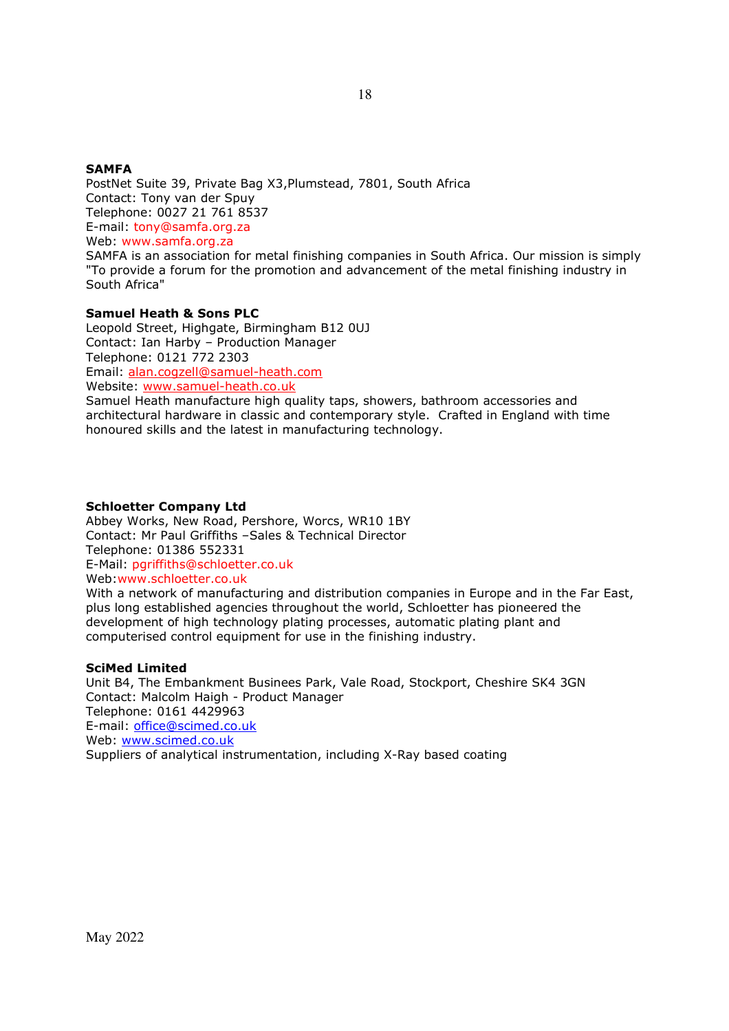**SAMFA**
PostNet Suite 39, Private Bag X3,Plumstead, 7801, South Africa
Contact: Tony van der Spuy
Telephone: 0027 21 761 8537
E-mail: tony@samfa.org.za
Web: www.samfa.org.za
SAMFA is an association for metal finishing companies in South Africa. Our mission is simply "To provide a forum for the promotion and advancement of the metal finishing industry in South Africa"

**Samuel Heath & Sons PLC**
Leopold Street, Highgate, Birmingham B12 0UJ
Contact: Ian Harby – Production Manager
Telephone: 0121 772 2303
Email: alan.cogzell@samuel-heath.com
Website: www.samuel-heath.co.uk
Samuel Heath manufacture high quality taps, showers, bathroom accessories and architectural hardware in classic and contemporary style. Crafted in England with time honoured skills and the latest in manufacturing technology.

**Schloetter Company Ltd**
Abbey Works, New Road, Pershore, Worcs, WR10 1BY
Contact: Mr Paul Griffiths –Sales & Technical Director
Telephone: 01386 552331
E-Mail: pgriffiths@schloetter.co.uk
Web:www.schloetter.co.uk
With a network of manufacturing and distribution companies in Europe and in the Far East, plus long established agencies throughout the world, Schloetter has pioneered the development of high technology plating processes, automatic plating plant and computerised control equipment for use in the finishing industry.

**SciMed Limited**
Unit B4, The Embankment Businees Park, Vale Road, Stockport, Cheshire SK4 3GN
Contact: Malcolm Haigh - Product Manager
Telephone: 0161 4429963
E-mail: office@scimed.co.uk
Web: www.scimed.co.uk
Suppliers of analytical instrumentation, including X-Ray based coating

May 2022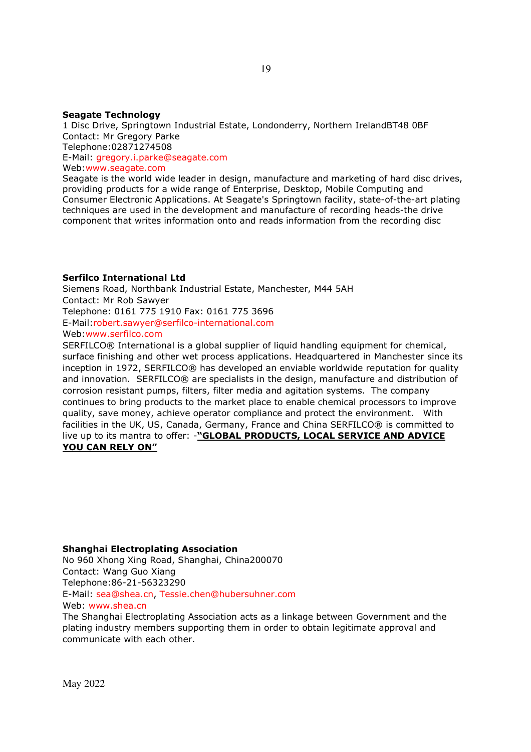**Seagate Technology**
1 Disc Drive, Springtown Industrial Estate, Londonderry, Northern IrelandBT48 0BF
Contact: Mr Gregory Parke
Telephone:02871274508
E-Mail: gregory.i.parke@seagate.com
Web:www.seagate.com
Seagate is the world wide leader in design, manufacture and marketing of hard disc drives, providing products for a wide range of Enterprise, Desktop, Mobile Computing and Consumer Electronic Applications. At Seagate's Springtown facility, state-of-the-art plating techniques are used in the development and manufacture of recording heads-the drive component that writes information onto and reads information from the recording disc

**Serfilco International Ltd**
Siemens Road, Northbank Industrial Estate, Manchester, M44 5AH
Contact: Mr Rob Sawyer
Telephone: 0161 775 1910 Fax: 0161 775 3696
E-Mail:robert.sawyer@serfilco-international.com
Web:www.serfilco.com
SERFILCO® International is a global supplier of liquid handling equipment for chemical, surface finishing and other wet process applications. Headquartered in Manchester since its inception in 1972, SERFILCO® has developed an enviable worldwide reputation for quality and innovation. SERFILCO® are specialists in the design, manufacture and distribution of corrosion resistant pumps, filters, filter media and agitation systems. The company continues to bring products to the market place to enable chemical processors to improve quality, save money, achieve operator compliance and protect the environment. With facilities in the UK, US, Canada, Germany, France and China SERFILCO® is committed to live up to its mantra to offer: -**"GLOBAL PRODUCTS, LOCAL SERVICE AND ADVICE YOU CAN RELY ON"**

**Shanghai Electroplating Association**
No 960 Xhong Xing Road, Shanghai, China200070
Contact: Wang Guo Xiang
Telephone:86-21-56323290
E-Mail: sea@shea.cn, Tessie.chen@hubersuhner.com
Web: www.shea.cn
The Shanghai Electroplating Association acts as a linkage between Government and the plating industry members supporting them in order to obtain legitimate approval and communicate with each other.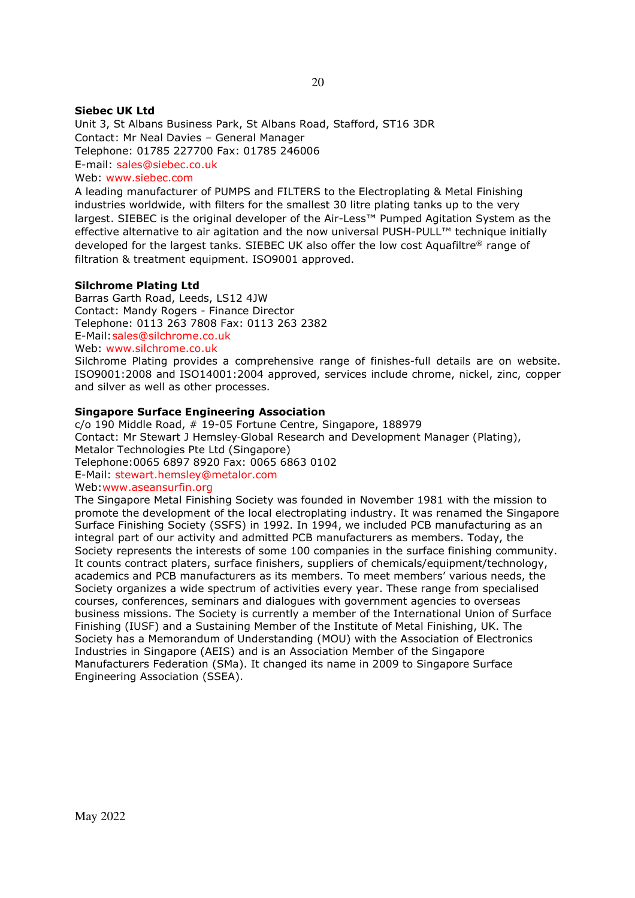**Siebec UK Ltd**

Unit 3, St Albans Business Park, St Albans Road, Stafford, ST16 3DR
Contact: Mr Neal Davies – General Manager
Telephone: 01785 227700 Fax: 01785 246006
E-mail: sales@siebec.co.uk
Web: www.siebec.com

A leading manufacturer of PUMPS and FILTERS to the Electroplating & Metal Finishing industries worldwide, with filters for the smallest 30 litre plating tanks up to the very largest. SIEBEC is the original developer of the Air-Less™ Pumped Agitation System as the effective alternative to air agitation and the now universal PUSH-PULL™ technique initially developed for the largest tanks. SIEBEC UK also offer the low cost Aquafiltre® range of filtration & treatment equipment. ISO9001 approved.

**Silchrome Plating Ltd**

Barras Garth Road, Leeds, LS12 4JW
Contact: Mandy Rogers - Finance Director
Telephone: 0113 263 7808 Fax: 0113 263 2382
E-Mail: sales@silchrome.co.uk
Web: www.silchrome.co.uk

Silchrome Plating provides a comprehensive range of finishes-full details are on website. ISO9001:2008 and ISO14001:2004 approved, services include chrome, nickel, zinc, copper and silver as well as other processes.

**Singapore Surface Engineering Association**

c/o 190 Middle Road, # 19-05 Fortune Centre, Singapore, 188979
Contact: Mr Stewart J Hemsley-Global Research and Development Manager (Plating), Metalor Technologies Pte Ltd (Singapore)
Telephone: 0065 6897 8920 Fax: 0065 6863 0102
E-Mail: stewart.hemsley@metalor.com
Web: www.aseansurfin.org

The Singapore Metal Finishing Society was founded in November 1981 with the mission to promote the development of the local electroplating industry. It was renamed the Singapore Surface Finishing Society (SSFS) in 1992. In 1994, we included PCB manufacturing as an integral part of our activity and admitted PCB manufacturers as members. Today, the Society represents the interests of some 100 companies in the surface finishing community. It counts contract platers, surface finishers, suppliers of chemicals/equipment/technology, academics and PCB manufacturers as its members. To meet members' various needs, the Society organizes a wide spectrum of activities every year. These range from specialised courses, conferences, seminars and dialogues with government agencies to overseas business missions. The Society is currently a member of the International Union of Surface Finishing (IUSF) and a Sustaining Member of the Institute of Metal Finishing, UK. The Society has a Memorandum of Understanding (MOU) with the Association of Electronics Industries in Singapore (AEIS) and is an Association Member of the Singapore Manufacturers Federation (SMa). It changed its name in 2009 to Singapore Surface Engineering Association (SSEA).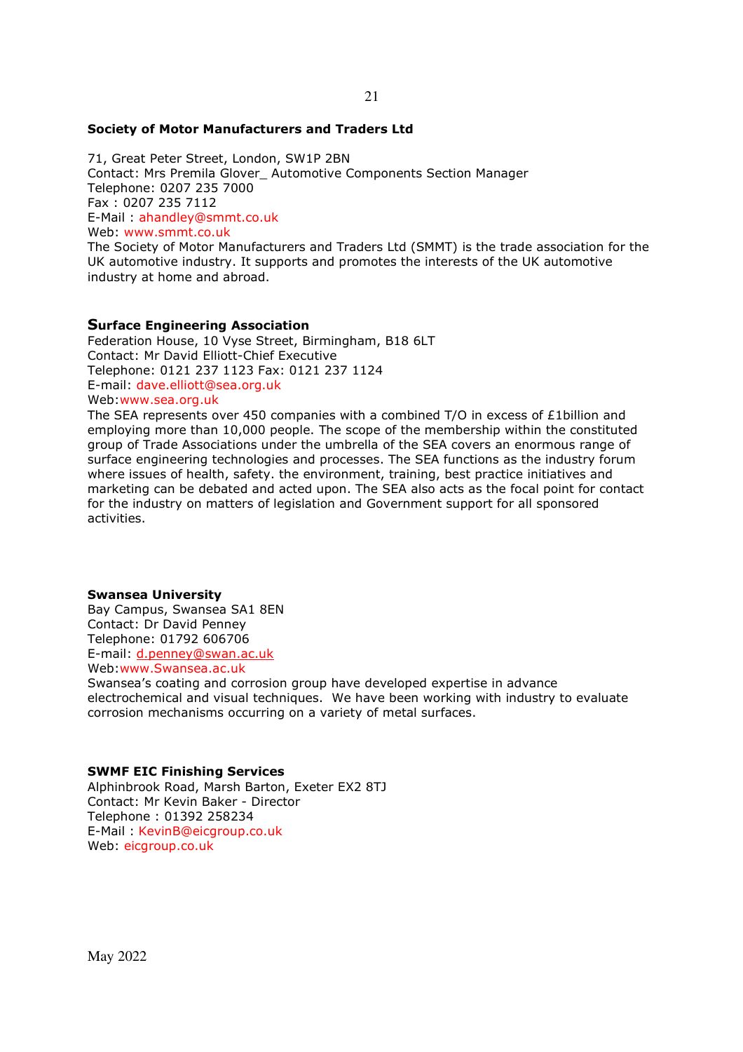**Society of Motor Manufacturers and Traders Ltd**

71, Great Peter Street, London, SW1P 2BN
Contact: Mrs Premila Glover_ Automotive Components Section Manager
Telephone: 0207 235 7000
Fax : 0207 235 7112
E-Mail : ahandley@smmt.co.uk
Web: www.smmt.co.uk
The Society of Motor Manufacturers and Traders Ltd (SMMT) is the trade association for the UK automotive industry. It supports and promotes the interests of the UK automotive industry at home and abroad.

**Surface Engineering Association**
Federation House, 10 Vyse Street, Birmingham, B18 6LT
Contact: Mr David Elliott-Chief Executive
Telephone: 0121 237 1123 Fax: 0121 237 1124
E-mail: dave.elliott@sea.org.uk
Web:www.sea.org.uk
The SEA represents over 450 companies with a combined T/O in excess of £1billion and employing more than 10,000 people. The scope of the membership within the constituted group of Trade Associations under the umbrella of the SEA covers an enormous range of surface engineering technologies and processes. The SEA functions as the industry forum where issues of health, safety. the environment, training, best practice initiatives and marketing can be debated and acted upon. The SEA also acts as the focal point for contact for the industry on matters of legislation and Government support for all sponsored activities.

**Swansea University**
Bay Campus, Swansea SA1 8EN
Contact: Dr David Penney
Telephone: 01792 606706
E-mail: d.penney@swan.ac.uk
Web:www.Swansea.ac.uk
Swansea's coating and corrosion group have developed expertise in advance electrochemical and visual techniques. We have been working with industry to evaluate corrosion mechanisms occurring on a variety of metal surfaces.

**SWMF EIC Finishing Services**
Alphinbrook Road, Marsh Barton, Exeter EX2 8TJ
Contact: Mr Kevin Baker - Director
Telephone : 01392 258234
E-Mail : KevinB@eicgroup.co.uk
Web: eicgroup.co.uk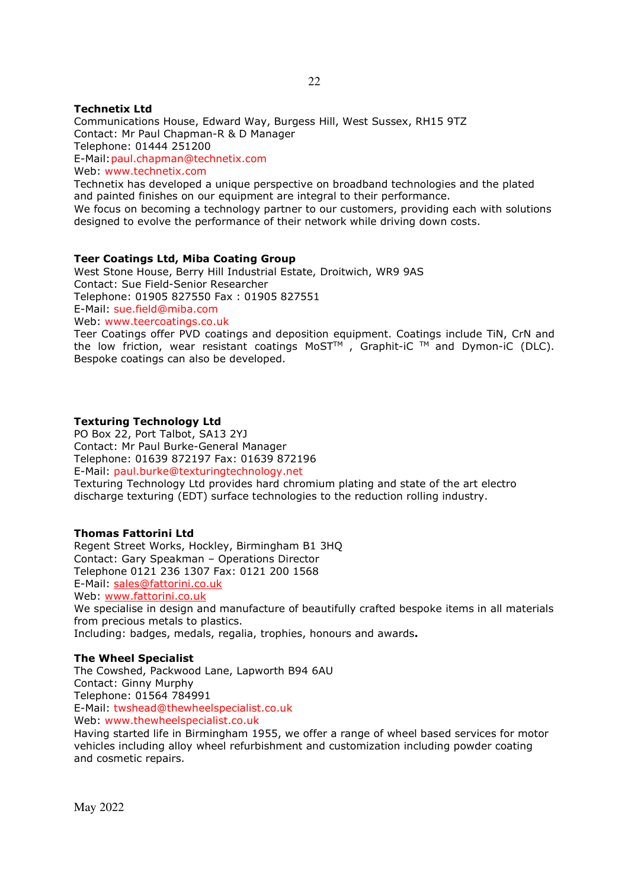**Technetix Ltd**
Communications House, Edward Way, Burgess Hill, West Sussex, RH15 9TZ
Contact: Mr Paul Chapman-R & D Manager
Telephone: 01444 251200
E-Mail: paul.chapman@technetix.com
Web: www.technetix.com
Technetix has developed a unique perspective on broadband technologies and the plated and painted finishes on our equipment are integral to their performance.
We focus on becoming a technology partner to our customers, providing each with solutions designed to evolve the performance of their network while driving down costs.

**Teer Coatings Ltd, Miba Coating Group**
West Stone House, Berry Hill Industrial Estate, Droitwich, WR9 9AS
Contact: Sue Field-Senior Researcher
Telephone: 01905 827550 Fax : 01905 827551
E-Mail: sue.field@miba.com
Web: www.teercoatings.co.uk
Teer Coatings offer PVD coatings and deposition equipment. Coatings include TiN, CrN and the low friction, wear resistant coatings MoST™ , Graphit-iC ™ and Dymon-iC (DLC). Bespoke coatings can also be developed.

**Texturing Technology Ltd**
PO Box 22, Port Talbot, SA13 2YJ
Contact: Mr Paul Burke-General Manager
Telephone: 01639 872197 Fax: 01639 872196
E-Mail: paul.burke@texturingtechnology.net
Texturing Technology Ltd provides hard chromium plating and state of the art electro discharge texturing (EDT) surface technologies to the reduction rolling industry.

**Thomas Fattorini Ltd**
Regent Street Works, Hockley, Birmingham B1 3HQ
Contact: Gary Speakman – Operations Director
Telephone 0121 236 1307 Fax: 0121 200 1568
E-Mail: sales@fattorini.co.uk
Web: www.fattorini.co.uk
We specialise in design and manufacture of beautifully crafted bespoke items in all materials from precious metals to plastics.
Including: badges, medals, regalia, trophies, honours and awards**.**

**The Wheel Specialist**
The Cowshed, Packwood Lane, Lapworth B94 6AU
Contact: Ginny Murphy
Telephone: 01564 784991
E-Mail: twshead@thewheelspecialist.co.uk
Web: www.thewheelspecialist.co.uk
Having started life in Birmingham 1955, we offer a range of wheel based services for motor vehicles including alloy wheel refurbishment and customization including powder coating and cosmetic repairs.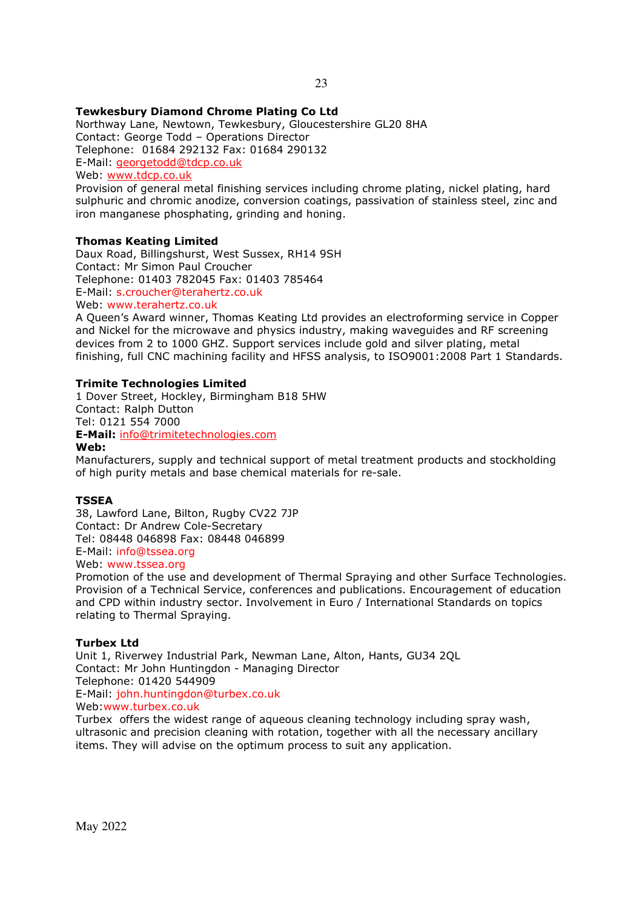**Tewkesbury Diamond Chrome Plating Co Ltd**
Northway Lane, Newtown, Tewkesbury, Gloucestershire GL20 8HA
Contact: George Todd – Operations Director
Telephone: 01684 292132 Fax: 01684 290132
E-Mail: georgetodd@tdcp.co.uk
Web: www.tdcp.co.uk
Provision of general metal finishing services including chrome plating, nickel plating, hard sulphuric and chromic anodize, conversion coatings, passivation of stainless steel, zinc and iron manganese phosphating, grinding and honing.

**Thomas Keating Limited**
Daux Road, Billingshurst, West Sussex, RH14 9SH
Contact: Mr Simon Paul Croucher
Telephone: 01403 782045 Fax: 01403 785464
E-Mail: s.croucher@terahertz.co.uk
Web: www.terahertz.co.uk
A Queen's Award winner, Thomas Keating Ltd provides an electroforming service in Copper and Nickel for the microwave and physics industry, making waveguides and RF screening devices from 2 to 1000 GHZ. Support services include gold and silver plating, metal finishing, full CNC machining facility and HFSS analysis, to ISO9001:2008 Part 1 Standards.

**Trimite Technologies Limited**
1 Dover Street, Hockley, Birmingham B18 5HW
Contact: Ralph Dutton
Tel: 0121 554 7000
**E-Mail:** info@trimitetechnologies.com
**Web:**
Manufacturers, supply and technical support of metal treatment products and stockholding of high purity metals and base chemical materials for re-sale.

**TSSEA**
38, Lawford Lane, Bilton, Rugby CV22 7JP
Contact: Dr Andrew Cole-Secretary
Tel: 08448 046898 Fax: 08448 046899
E-Mail: info@tssea.org
Web: www.tssea.org
Promotion of the use and development of Thermal Spraying and other Surface Technologies. Provision of a Technical Service, conferences and publications. Encouragement of education and CPD within industry sector. Involvement in Euro / International Standards on topics relating to Thermal Spraying.

**Turbex Ltd**
Unit 1, Riverwey Industrial Park, Newman Lane, Alton, Hants, GU34 2QL
Contact: Mr John Huntingdon - Managing Director
Telephone: 01420 544909
E-Mail: john.huntingdon@turbex.co.uk
Web:www.turbex.co.uk
Turbex offers the widest range of aqueous cleaning technology including spray wash, ultrasonic and precision cleaning with rotation, together with all the necessary ancillary items. They will advise on the optimum process to suit any application.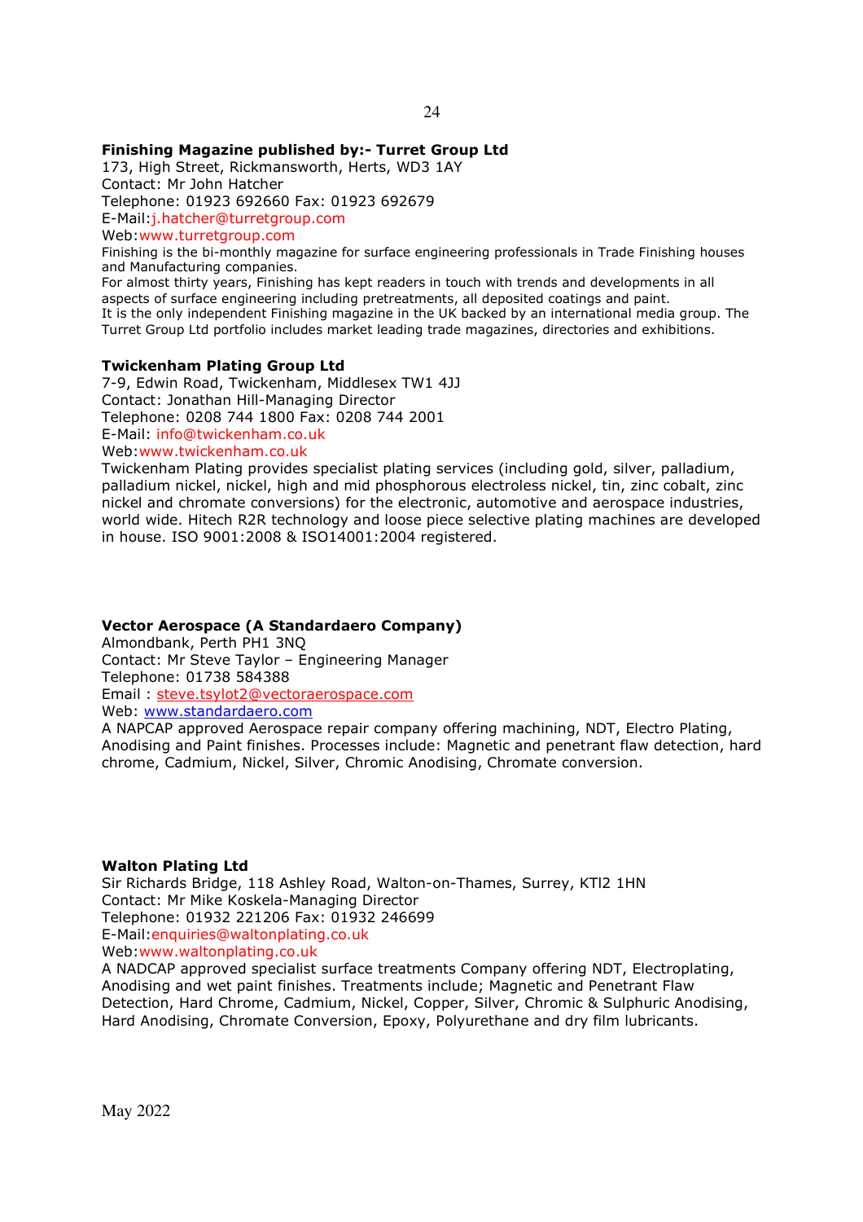**Finishing Magazine published by:- Turret Group Ltd**
173, High Street, Rickmansworth, Herts, WD3 1AY
Contact: Mr John Hatcher
Telephone: 01923 692660 Fax: 01923 692679
E-Mail:j.hatcher@turretgroup.com
Web:www.turretgroup.com
Finishing is the bi-monthly magazine for surface engineering professionals in Trade Finishing houses and Manufacturing companies.
For almost thirty years, Finishing has kept readers in touch with trends and developments in all aspects of surface engineering including pretreatments, all deposited coatings and paint.
It is the only independent Finishing magazine in the UK backed by an international media group. The Turret Group Ltd portfolio includes market leading trade magazines, directories and exhibitions.

**Twickenham Plating Group Ltd**
7-9, Edwin Road, Twickenham, Middlesex TW1 4JJ
Contact: Jonathan Hill-Managing Director
Telephone: 0208 744 1800 Fax: 0208 744 2001
E-Mail: info@twickenham.co.uk
Web:www.twickenham.co.uk
Twickenham Plating provides specialist plating services (including gold, silver, palladium, palladium nickel, nickel, high and mid phosphorous electroless nickel, tin, zinc cobalt, zinc nickel and chromate conversions) for the electronic, automotive and aerospace industries, world wide. Hitech R2R technology and loose piece selective plating machines are developed in house. ISO 9001:2008 & ISO14001:2004 registered.

**Vector Aerospace (A Standardaero Company)**
Almondbank, Perth PH1 3NQ
Contact: Mr Steve Taylor – Engineering Manager
Telephone: 01738 584388
Email : steve.tsylot2@vectoraerospace.com
Web: www.standardaero.com
A NAPCAP approved Aerospace repair company offering machining, NDT, Electro Plating, Anodising and Paint finishes. Processes include: Magnetic and penetrant flaw detection, hard chrome, Cadmium, Nickel, Silver, Chromic Anodising, Chromate conversion.

**Walton Plating Ltd**
Sir Richards Bridge, 118 Ashley Road, Walton-on-Thames, Surrey, KTl2 1HN
Contact: Mr Mike Koskela-Managing Director
Telephone: 01932 221206 Fax: 01932 246699
E-Mail:enquiries@waltonplating.co.uk
Web:www.waltonplating.co.uk
A NADCAP approved specialist surface treatments Company offering NDT, Electroplating, Anodising and wet paint finishes. Treatments include; Magnetic and Penetrant Flaw Detection, Hard Chrome, Cadmium, Nickel, Copper, Silver, Chromic & Sulphuric Anodising, Hard Anodising, Chromate Conversion, Epoxy, Polyurethane and dry film lubricants.

May 2022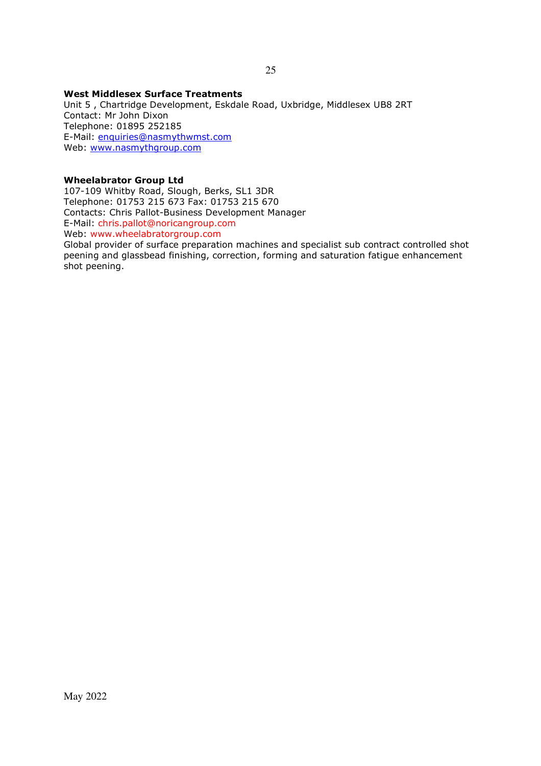**West Middlesex Surface Treatments**
Unit 5 , Chartridge Development, Eskdale Road, Uxbridge, Middlesex UB8 2RT
Contact: Mr John Dixon
Telephone: 01895 252185
E-Mail: enquiries@nasmythwmst.com
Web: www.nasmythgroup.com

**Wheelabrator Group Ltd**
107-109 Whitby Road, Slough, Berks, SL1 3DR
Telephone: 01753 215 673 Fax: 01753 215 670
Contacts: Chris Pallot-Business Development Manager
E-Mail: chris.pallot@noricangroup.com
Web: www.wheelabratorgroup.com
Global provider of surface preparation machines and specialist sub contract controlled shot peening and glassbead finishing, correction, forming and saturation fatigue enhancement shot peening.